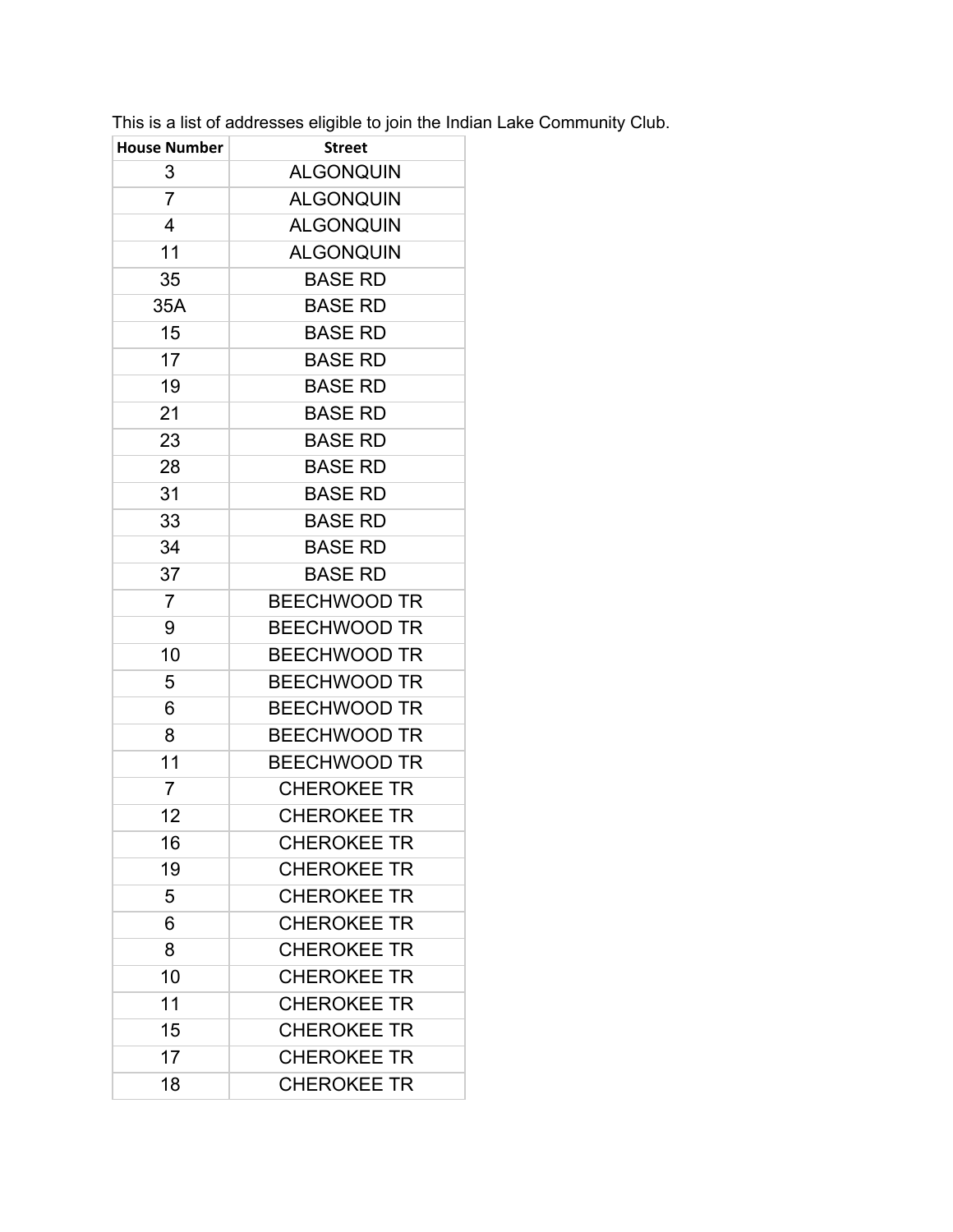This is a list of addresses eligible to join the Indian Lake Community Club.

| House Number | Street |
|---|---|
| 3 | ALGONQUIN |
| 7 | ALGONQUIN |
| 4 | ALGONQUIN |
| 11 | ALGONQUIN |
| 35 | BASE RD |
| 35A | BASE RD |
| 15 | BASE RD |
| 17 | BASE RD |
| 19 | BASE RD |
| 21 | BASE RD |
| 23 | BASE RD |
| 28 | BASE RD |
| 31 | BASE RD |
| 33 | BASE RD |
| 34 | BASE RD |
| 37 | BASE RD |
| 7 | BEECHWOOD TR |
| 9 | BEECHWOOD TR |
| 10 | BEECHWOOD TR |
| 5 | BEECHWOOD TR |
| 6 | BEECHWOOD TR |
| 8 | BEECHWOOD TR |
| 11 | BEECHWOOD TR |
| 7 | CHEROKEE TR |
| 12 | CHEROKEE TR |
| 16 | CHEROKEE TR |
| 19 | CHEROKEE TR |
| 5 | CHEROKEE TR |
| 6 | CHEROKEE TR |
| 8 | CHEROKEE TR |
| 10 | CHEROKEE TR |
| 11 | CHEROKEE TR |
| 15 | CHEROKEE TR |
| 17 | CHEROKEE TR |
| 18 | CHEROKEE TR |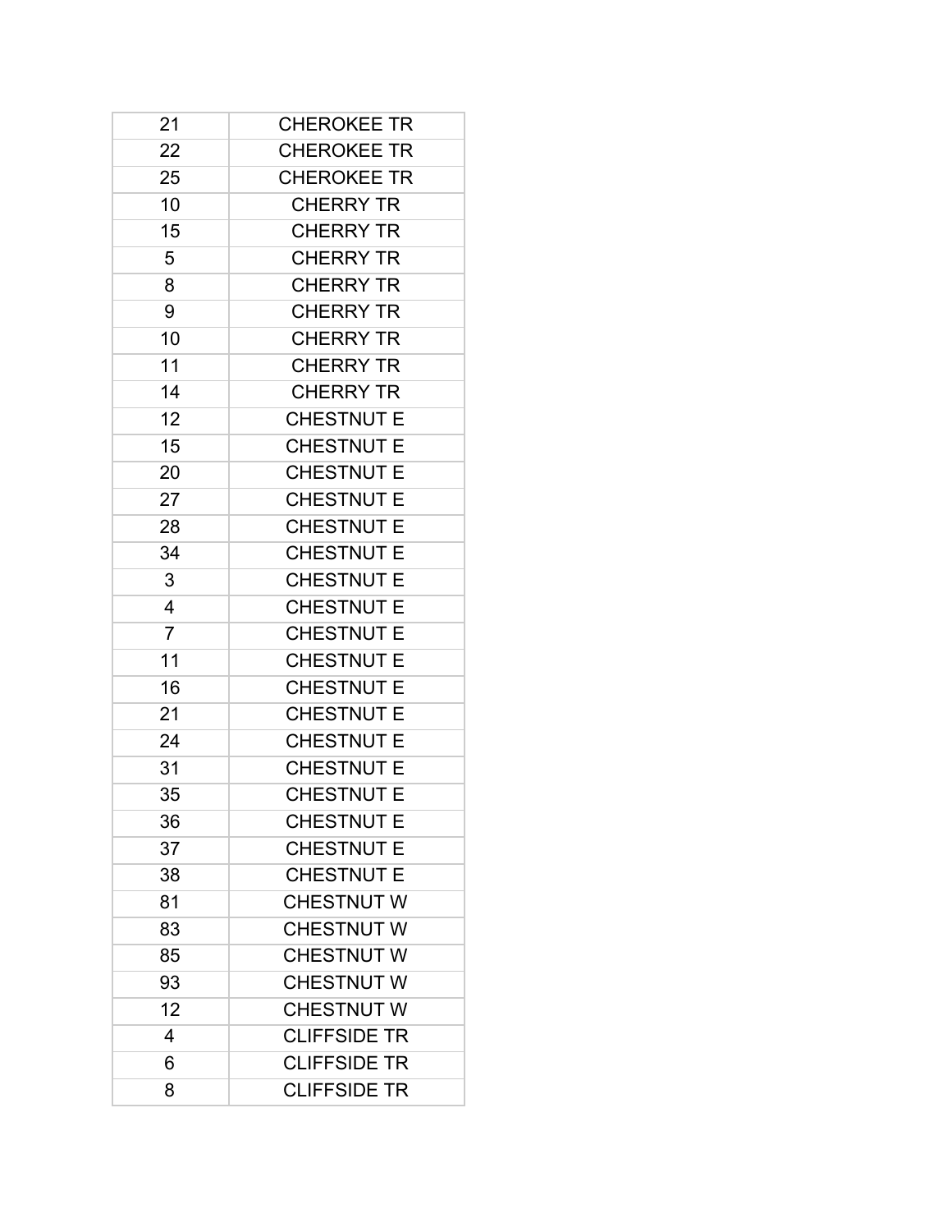| | |
|---|---|
| 21 | CHEROKEE TR |
| 22 | CHEROKEE TR |
| 25 | CHEROKEE TR |
| 10 | CHERRY TR |
| 15 | CHERRY TR |
| 5 | CHERRY TR |
| 8 | CHERRY TR |
| 9 | CHERRY TR |
| 10 | CHERRY TR |
| 11 | CHERRY TR |
| 14 | CHERRY TR |
| 12 | CHESTNUT E |
| 15 | CHESTNUT E |
| 20 | CHESTNUT E |
| 27 | CHESTNUT E |
| 28 | CHESTNUT E |
| 34 | CHESTNUT E |
| 3 | CHESTNUT E |
| 4 | CHESTNUT E |
| 7 | CHESTNUT E |
| 11 | CHESTNUT E |
| 16 | CHESTNUT E |
| 21 | CHESTNUT E |
| 24 | CHESTNUT E |
| 31 | CHESTNUT E |
| 35 | CHESTNUT E |
| 36 | CHESTNUT E |
| 37 | CHESTNUT E |
| 38 | CHESTNUT E |
| 81 | CHESTNUT W |
| 83 | CHESTNUT W |
| 85 | CHESTNUT W |
| 93 | CHESTNUT W |
| 12 | CHESTNUT W |
| 4 | CLIFFSIDE TR |
| 6 | CLIFFSIDE TR |
| 8 | CLIFFSIDE TR |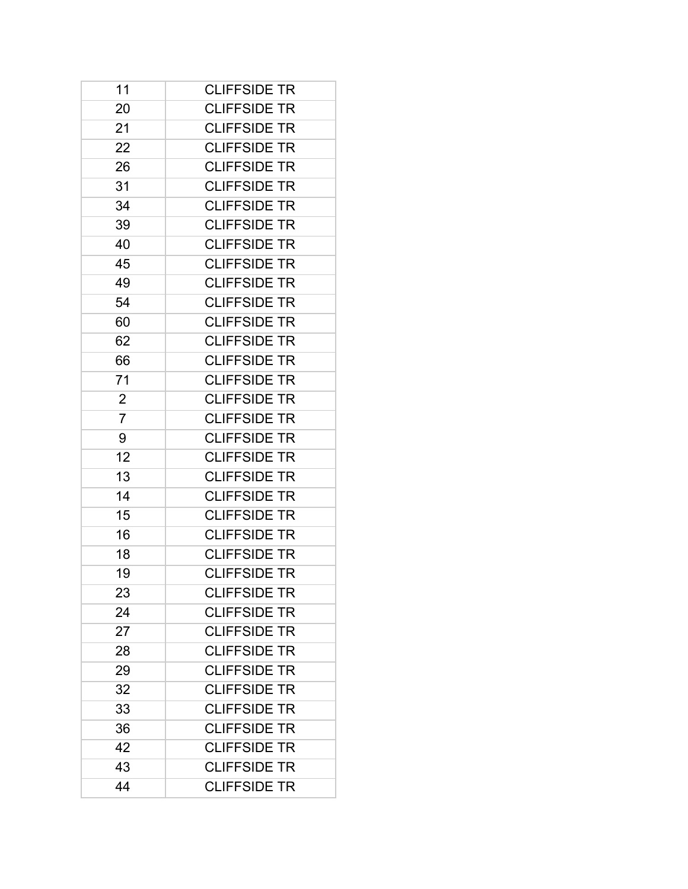| 11 | CLIFFSIDE TR |
|---|---|
| 20 | CLIFFSIDE TR |
| 21 | CLIFFSIDE TR |
| 22 | CLIFFSIDE TR |
| 26 | CLIFFSIDE TR |
| 31 | CLIFFSIDE TR |
| 34 | CLIFFSIDE TR |
| 39 | CLIFFSIDE TR |
| 40 | CLIFFSIDE TR |
| 45 | CLIFFSIDE TR |
| 49 | CLIFFSIDE TR |
| 54 | CLIFFSIDE TR |
| 60 | CLIFFSIDE TR |
| 62 | CLIFFSIDE TR |
| 66 | CLIFFSIDE TR |
| 71 | CLIFFSIDE TR |
| 2 | CLIFFSIDE TR |
| 7 | CLIFFSIDE TR |
| 9 | CLIFFSIDE TR |
| 12 | CLIFFSIDE TR |
| 13 | CLIFFSIDE TR |
| 14 | CLIFFSIDE TR |
| 15 | CLIFFSIDE TR |
| 16 | CLIFFSIDE TR |
| 18 | CLIFFSIDE TR |
| 19 | CLIFFSIDE TR |
| 23 | CLIFFSIDE TR |
| 24 | CLIFFSIDE TR |
| 27 | CLIFFSIDE TR |
| 28 | CLIFFSIDE TR |
| 29 | CLIFFSIDE TR |
| 32 | CLIFFSIDE TR |
| 33 | CLIFFSIDE TR |
| 36 | CLIFFSIDE TR |
| 42 | CLIFFSIDE TR |
| 43 | CLIFFSIDE TR |
| 44 | CLIFFSIDE TR |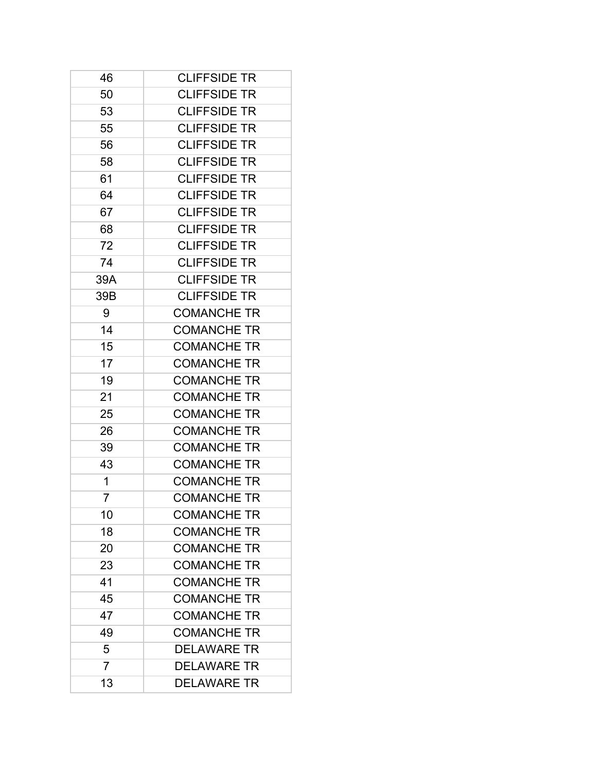| | |
|---|---|
| 46 | CLIFFSIDE TR |
| 50 | CLIFFSIDE TR |
| 53 | CLIFFSIDE TR |
| 55 | CLIFFSIDE TR |
| 56 | CLIFFSIDE TR |
| 58 | CLIFFSIDE TR |
| 61 | CLIFFSIDE TR |
| 64 | CLIFFSIDE TR |
| 67 | CLIFFSIDE TR |
| 68 | CLIFFSIDE TR |
| 72 | CLIFFSIDE TR |
| 74 | CLIFFSIDE TR |
| 39A | CLIFFSIDE TR |
| 39B | CLIFFSIDE TR |
| 9 | COMANCHE TR |
| 14 | COMANCHE TR |
| 15 | COMANCHE TR |
| 17 | COMANCHE TR |
| 19 | COMANCHE TR |
| 21 | COMANCHE TR |
| 25 | COMANCHE TR |
| 26 | COMANCHE TR |
| 39 | COMANCHE TR |
| 43 | COMANCHE TR |
| 1 | COMANCHE TR |
| 7 | COMANCHE TR |
| 10 | COMANCHE TR |
| 18 | COMANCHE TR |
| 20 | COMANCHE TR |
| 23 | COMANCHE TR |
| 41 | COMANCHE TR |
| 45 | COMANCHE TR |
| 47 | COMANCHE TR |
| 49 | COMANCHE TR |
| 5 | DELAWARE TR |
| 7 | DELAWARE TR |
| 13 | DELAWARE TR |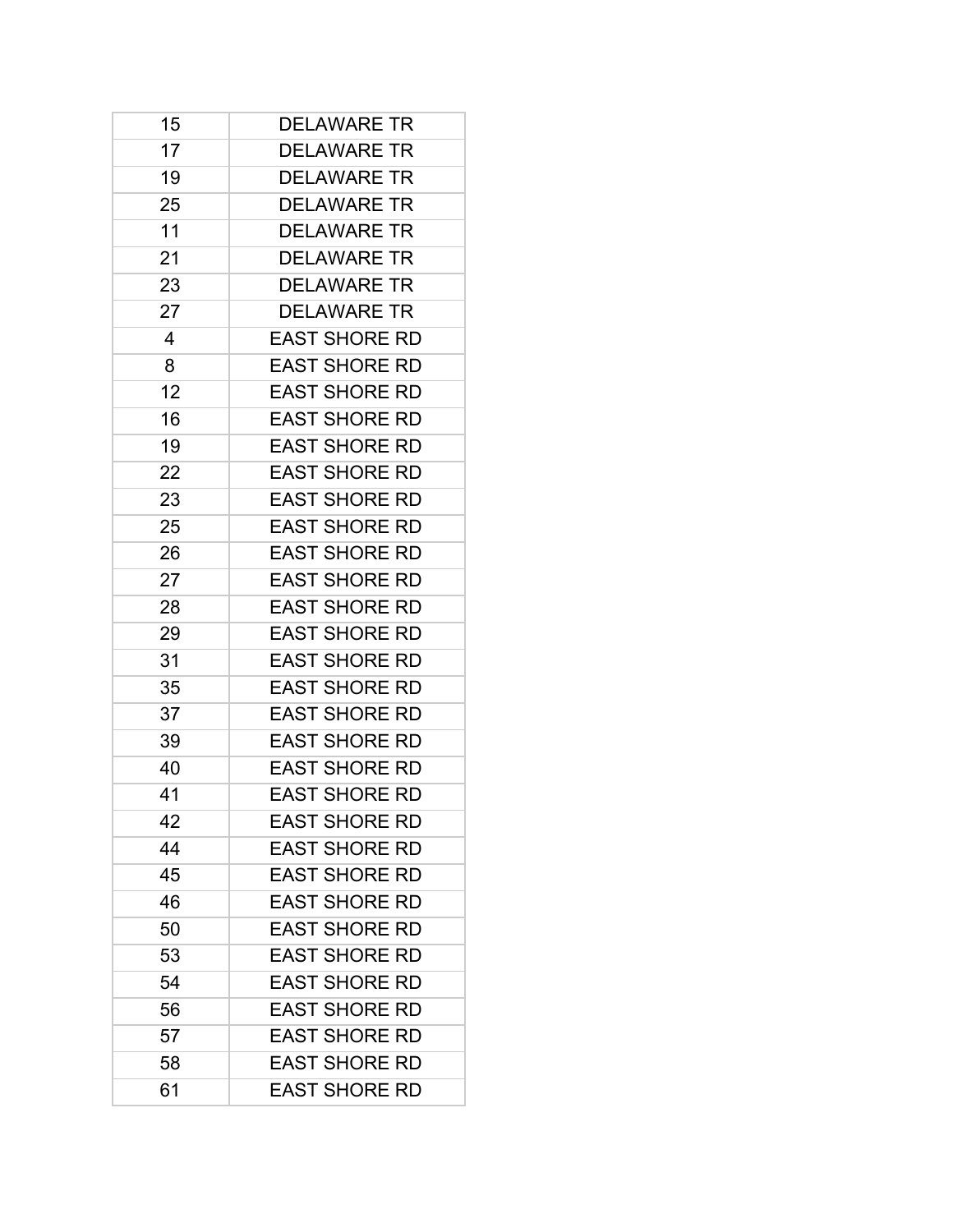| | |
|---|---|
| 15 | DELAWARE TR |
| 17 | DELAWARE TR |
| 19 | DELAWARE TR |
| 25 | DELAWARE TR |
| 11 | DELAWARE TR |
| 21 | DELAWARE TR |
| 23 | DELAWARE TR |
| 27 | DELAWARE TR |
| 4 | EAST SHORE RD |
| 8 | EAST SHORE RD |
| 12 | EAST SHORE RD |
| 16 | EAST SHORE RD |
| 19 | EAST SHORE RD |
| 22 | EAST SHORE RD |
| 23 | EAST SHORE RD |
| 25 | EAST SHORE RD |
| 26 | EAST SHORE RD |
| 27 | EAST SHORE RD |
| 28 | EAST SHORE RD |
| 29 | EAST SHORE RD |
| 31 | EAST SHORE RD |
| 35 | EAST SHORE RD |
| 37 | EAST SHORE RD |
| 39 | EAST SHORE RD |
| 40 | EAST SHORE RD |
| 41 | EAST SHORE RD |
| 42 | EAST SHORE RD |
| 44 | EAST SHORE RD |
| 45 | EAST SHORE RD |
| 46 | EAST SHORE RD |
| 50 | EAST SHORE RD |
| 53 | EAST SHORE RD |
| 54 | EAST SHORE RD |
| 56 | EAST SHORE RD |
| 57 | EAST SHORE RD |
| 58 | EAST SHORE RD |
| 61 | EAST SHORE RD |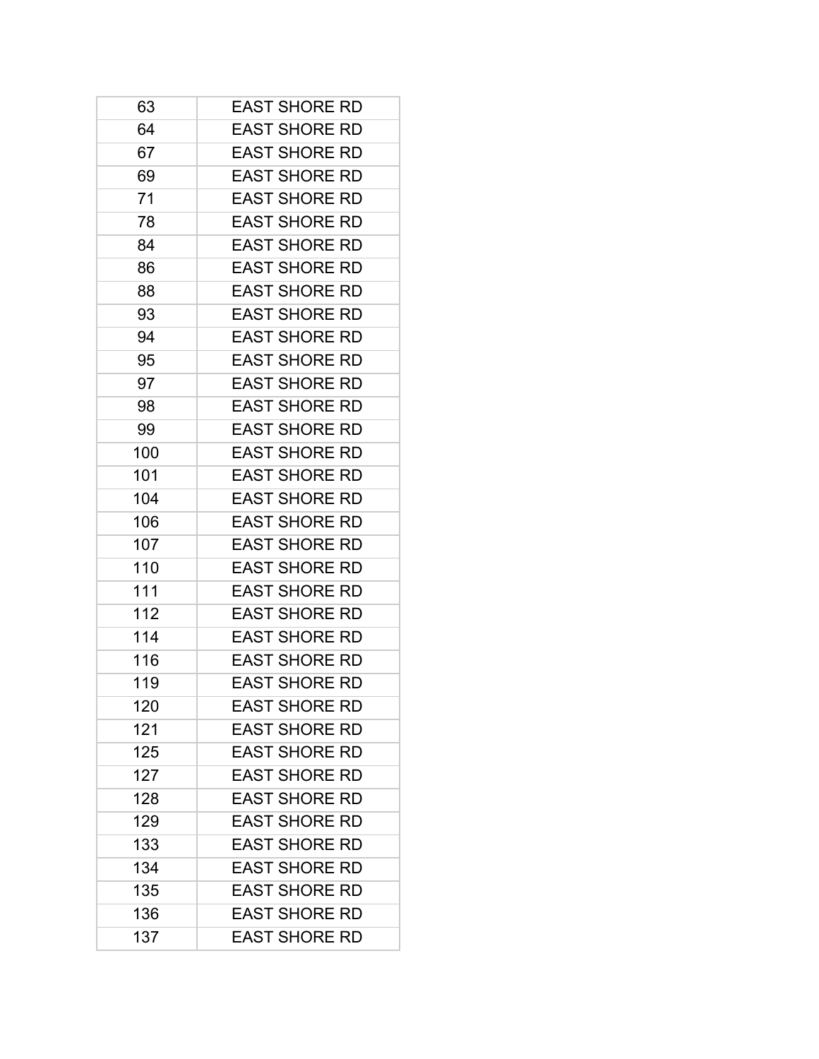| 63 | EAST SHORE RD |
|---|---|
| 64 | EAST SHORE RD |
| 67 | EAST SHORE RD |
| 69 | EAST SHORE RD |
| 71 | EAST SHORE RD |
| 78 | EAST SHORE RD |
| 84 | EAST SHORE RD |
| 86 | EAST SHORE RD |
| 88 | EAST SHORE RD |
| 93 | EAST SHORE RD |
| 94 | EAST SHORE RD |
| 95 | EAST SHORE RD |
| 97 | EAST SHORE RD |
| 98 | EAST SHORE RD |
| 99 | EAST SHORE RD |
| 100 | EAST SHORE RD |
| 101 | EAST SHORE RD |
| 104 | EAST SHORE RD |
| 106 | EAST SHORE RD |
| 107 | EAST SHORE RD |
| 110 | EAST SHORE RD |
| 111 | EAST SHORE RD |
| 112 | EAST SHORE RD |
| 114 | EAST SHORE RD |
| 116 | EAST SHORE RD |
| 119 | EAST SHORE RD |
| 120 | EAST SHORE RD |
| 121 | EAST SHORE RD |
| 125 | EAST SHORE RD |
| 127 | EAST SHORE RD |
| 128 | EAST SHORE RD |
| 129 | EAST SHORE RD |
| 133 | EAST SHORE RD |
| 134 | EAST SHORE RD |
| 135 | EAST SHORE RD |
| 136 | EAST SHORE RD |
| 137 | EAST SHORE RD |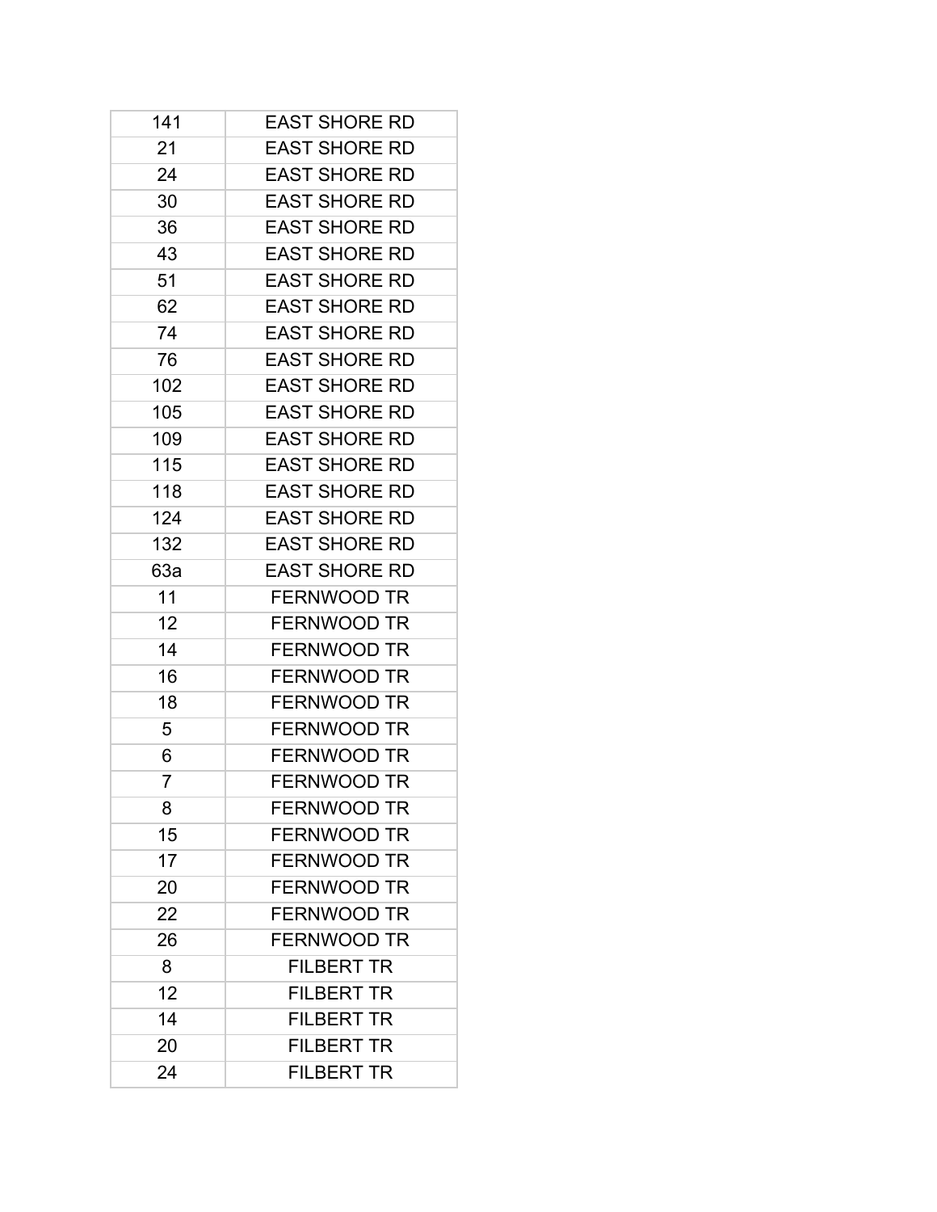| | |
|---|---|
| 141 | EAST SHORE RD |
| 21 | EAST SHORE RD |
| 24 | EAST SHORE RD |
| 30 | EAST SHORE RD |
| 36 | EAST SHORE RD |
| 43 | EAST SHORE RD |
| 51 | EAST SHORE RD |
| 62 | EAST SHORE RD |
| 74 | EAST SHORE RD |
| 76 | EAST SHORE RD |
| 102 | EAST SHORE RD |
| 105 | EAST SHORE RD |
| 109 | EAST SHORE RD |
| 115 | EAST SHORE RD |
| 118 | EAST SHORE RD |
| 124 | EAST SHORE RD |
| 132 | EAST SHORE RD |
| 63a | EAST SHORE RD |
| 11 | FERNWOOD TR |
| 12 | FERNWOOD TR |
| 14 | FERNWOOD TR |
| 16 | FERNWOOD TR |
| 18 | FERNWOOD TR |
| 5 | FERNWOOD TR |
| 6 | FERNWOOD TR |
| 7 | FERNWOOD TR |
| 8 | FERNWOOD TR |
| 15 | FERNWOOD TR |
| 17 | FERNWOOD TR |
| 20 | FERNWOOD TR |
| 22 | FERNWOOD TR |
| 26 | FERNWOOD TR |
| 8 | FILBERT TR |
| 12 | FILBERT TR |
| 14 | FILBERT TR |
| 20 | FILBERT TR |
| 24 | FILBERT TR |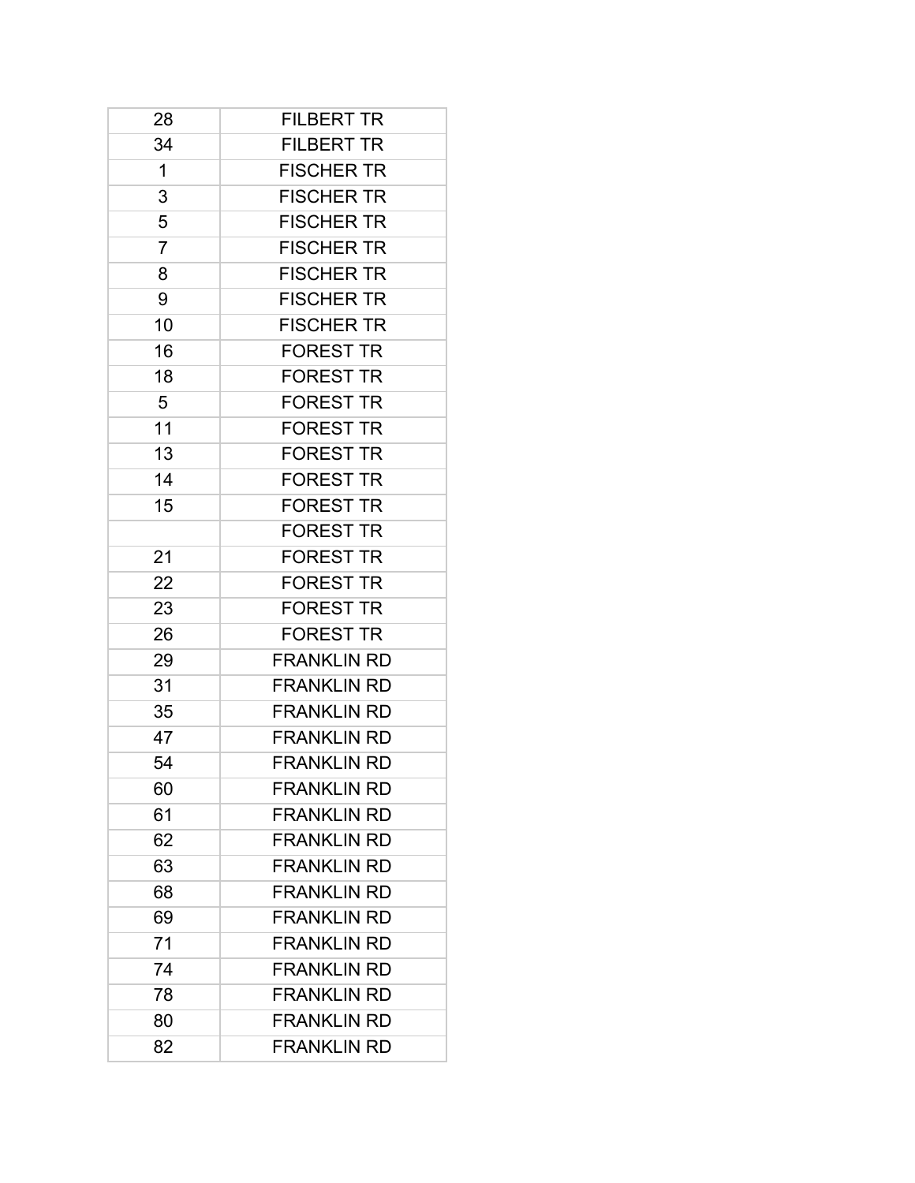| 28 | FILBERT TR |
|---|---|
| 34 | FILBERT TR |
| 1 | FISCHER TR |
| 3 | FISCHER TR |
| 5 | FISCHER TR |
| 7 | FISCHER TR |
| 8 | FISCHER TR |
| 9 | FISCHER TR |
| 10 | FISCHER TR |
| 16 | FOREST TR |
| 18 | FOREST TR |
| 5 | FOREST TR |
| 11 | FOREST TR |
| 13 | FOREST TR |
| 14 | FOREST TR |
| 15 | FOREST TR |
| | FOREST TR |
| 21 | FOREST TR |
| 22 | FOREST TR |
| 23 | FOREST TR |
| 26 | FOREST TR |
| 29 | FRANKLIN RD |
| 31 | FRANKLIN RD |
| 35 | FRANKLIN RD |
| 47 | FRANKLIN RD |
| 54 | FRANKLIN RD |
| 60 | FRANKLIN RD |
| 61 | FRANKLIN RD |
| 62 | FRANKLIN RD |
| 63 | FRANKLIN RD |
| 68 | FRANKLIN RD |
| 69 | FRANKLIN RD |
| 71 | FRANKLIN RD |
| 74 | FRANKLIN RD |
| 78 | FRANKLIN RD |
| 80 | FRANKLIN RD |
| 82 | FRANKLIN RD |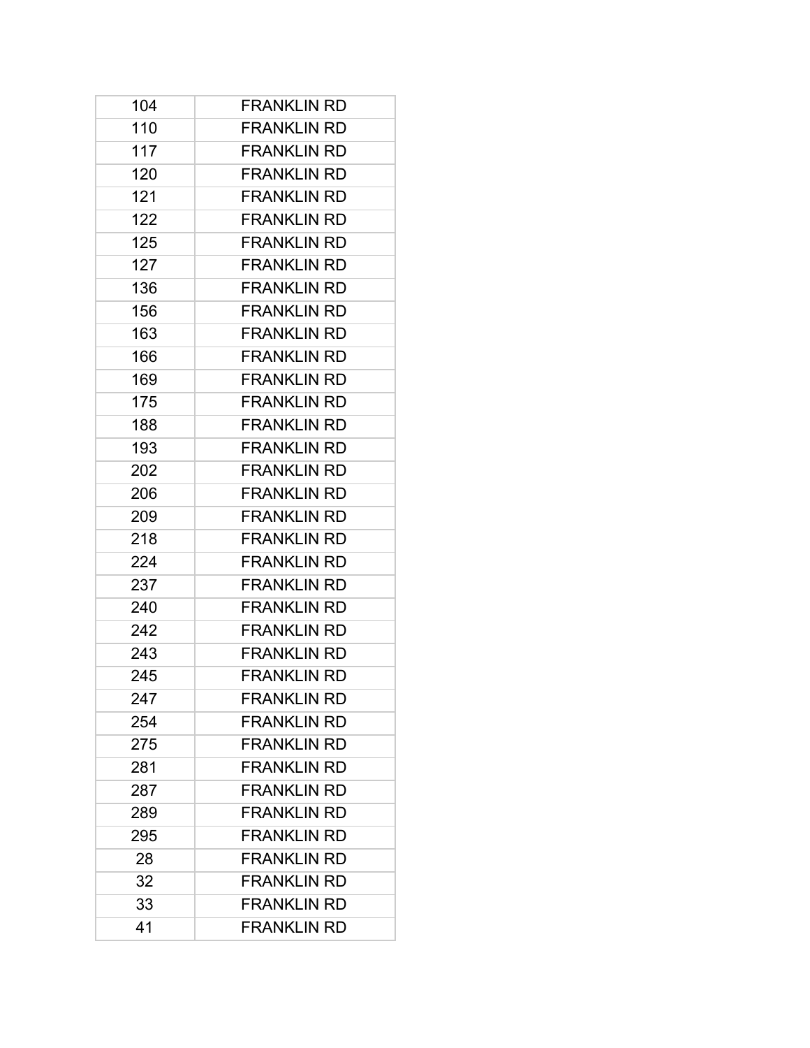| 104 | FRANKLIN RD |
|---|---|
| 110 | FRANKLIN RD |
| 117 | FRANKLIN RD |
| 120 | FRANKLIN RD |
| 121 | FRANKLIN RD |
| 122 | FRANKLIN RD |
| 125 | FRANKLIN RD |
| 127 | FRANKLIN RD |
| 136 | FRANKLIN RD |
| 156 | FRANKLIN RD |
| 163 | FRANKLIN RD |
| 166 | FRANKLIN RD |
| 169 | FRANKLIN RD |
| 175 | FRANKLIN RD |
| 188 | FRANKLIN RD |
| 193 | FRANKLIN RD |
| 202 | FRANKLIN RD |
| 206 | FRANKLIN RD |
| 209 | FRANKLIN RD |
| 218 | FRANKLIN RD |
| 224 | FRANKLIN RD |
| 237 | FRANKLIN RD |
| 240 | FRANKLIN RD |
| 242 | FRANKLIN RD |
| 243 | FRANKLIN RD |
| 245 | FRANKLIN RD |
| 247 | FRANKLIN RD |
| 254 | FRANKLIN RD |
| 275 | FRANKLIN RD |
| 281 | FRANKLIN RD |
| 287 | FRANKLIN RD |
| 289 | FRANKLIN RD |
| 295 | FRANKLIN RD |
| 28 | FRANKLIN RD |
| 32 | FRANKLIN RD |
| 33 | FRANKLIN RD |
| 41 | FRANKLIN RD |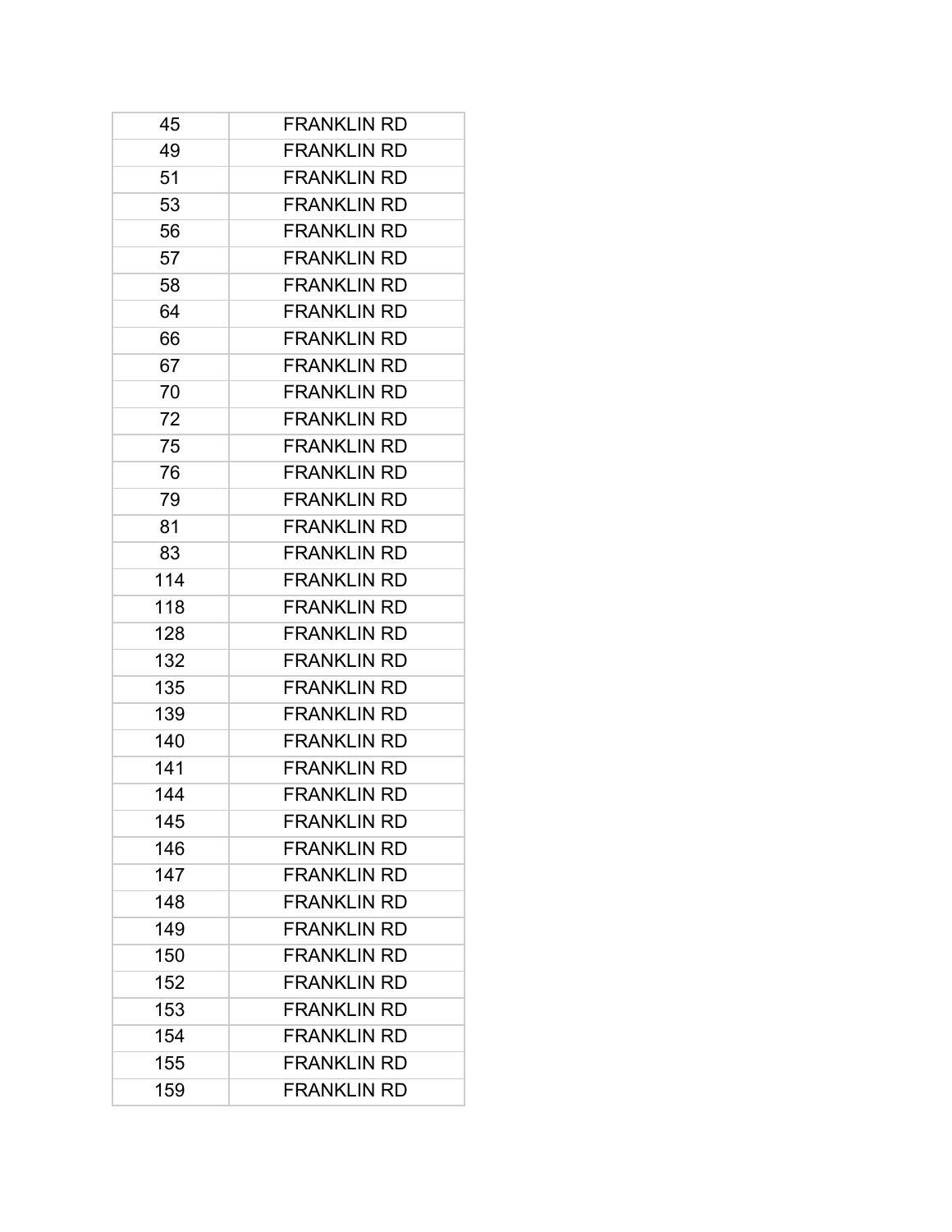| 45 | FRANKLIN RD |
|---|---|
| 49 | FRANKLIN RD |
| 51 | FRANKLIN RD |
| 53 | FRANKLIN RD |
| 56 | FRANKLIN RD |
| 57 | FRANKLIN RD |
| 58 | FRANKLIN RD |
| 64 | FRANKLIN RD |
| 66 | FRANKLIN RD |
| 67 | FRANKLIN RD |
| 70 | FRANKLIN RD |
| 72 | FRANKLIN RD |
| 75 | FRANKLIN RD |
| 76 | FRANKLIN RD |
| 79 | FRANKLIN RD |
| 81 | FRANKLIN RD |
| 83 | FRANKLIN RD |
| 114 | FRANKLIN RD |
| 118 | FRANKLIN RD |
| 128 | FRANKLIN RD |
| 132 | FRANKLIN RD |
| 135 | FRANKLIN RD |
| 139 | FRANKLIN RD |
| 140 | FRANKLIN RD |
| 141 | FRANKLIN RD |
| 144 | FRANKLIN RD |
| 145 | FRANKLIN RD |
| 146 | FRANKLIN RD |
| 147 | FRANKLIN RD |
| 148 | FRANKLIN RD |
| 149 | FRANKLIN RD |
| 150 | FRANKLIN RD |
| 152 | FRANKLIN RD |
| 153 | FRANKLIN RD |
| 154 | FRANKLIN RD |
| 155 | FRANKLIN RD |
| 159 | FRANKLIN RD |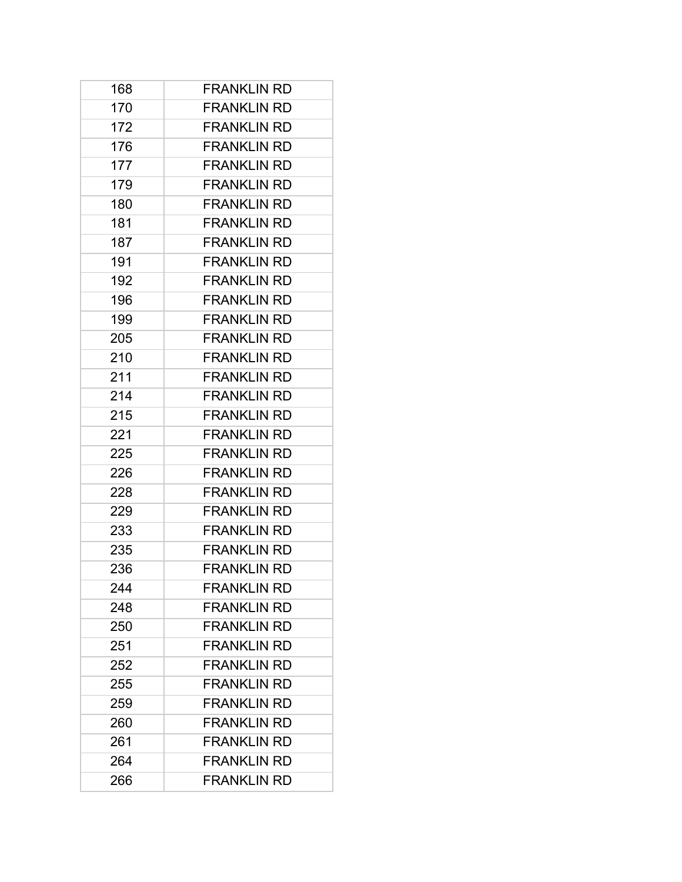| 168 | FRANKLIN RD |
|---|---|
| 170 | FRANKLIN RD |
| 172 | FRANKLIN RD |
| 176 | FRANKLIN RD |
| 177 | FRANKLIN RD |
| 179 | FRANKLIN RD |
| 180 | FRANKLIN RD |
| 181 | FRANKLIN RD |
| 187 | FRANKLIN RD |
| 191 | FRANKLIN RD |
| 192 | FRANKLIN RD |
| 196 | FRANKLIN RD |
| 199 | FRANKLIN RD |
| 205 | FRANKLIN RD |
| 210 | FRANKLIN RD |
| 211 | FRANKLIN RD |
| 214 | FRANKLIN RD |
| 215 | FRANKLIN RD |
| 221 | FRANKLIN RD |
| 225 | FRANKLIN RD |
| 226 | FRANKLIN RD |
| 228 | FRANKLIN RD |
| 229 | FRANKLIN RD |
| 233 | FRANKLIN RD |
| 235 | FRANKLIN RD |
| 236 | FRANKLIN RD |
| 244 | FRANKLIN RD |
| 248 | FRANKLIN RD |
| 250 | FRANKLIN RD |
| 251 | FRANKLIN RD |
| 252 | FRANKLIN RD |
| 255 | FRANKLIN RD |
| 259 | FRANKLIN RD |
| 260 | FRANKLIN RD |
| 261 | FRANKLIN RD |
| 264 | FRANKLIN RD |
| 266 | FRANKLIN RD |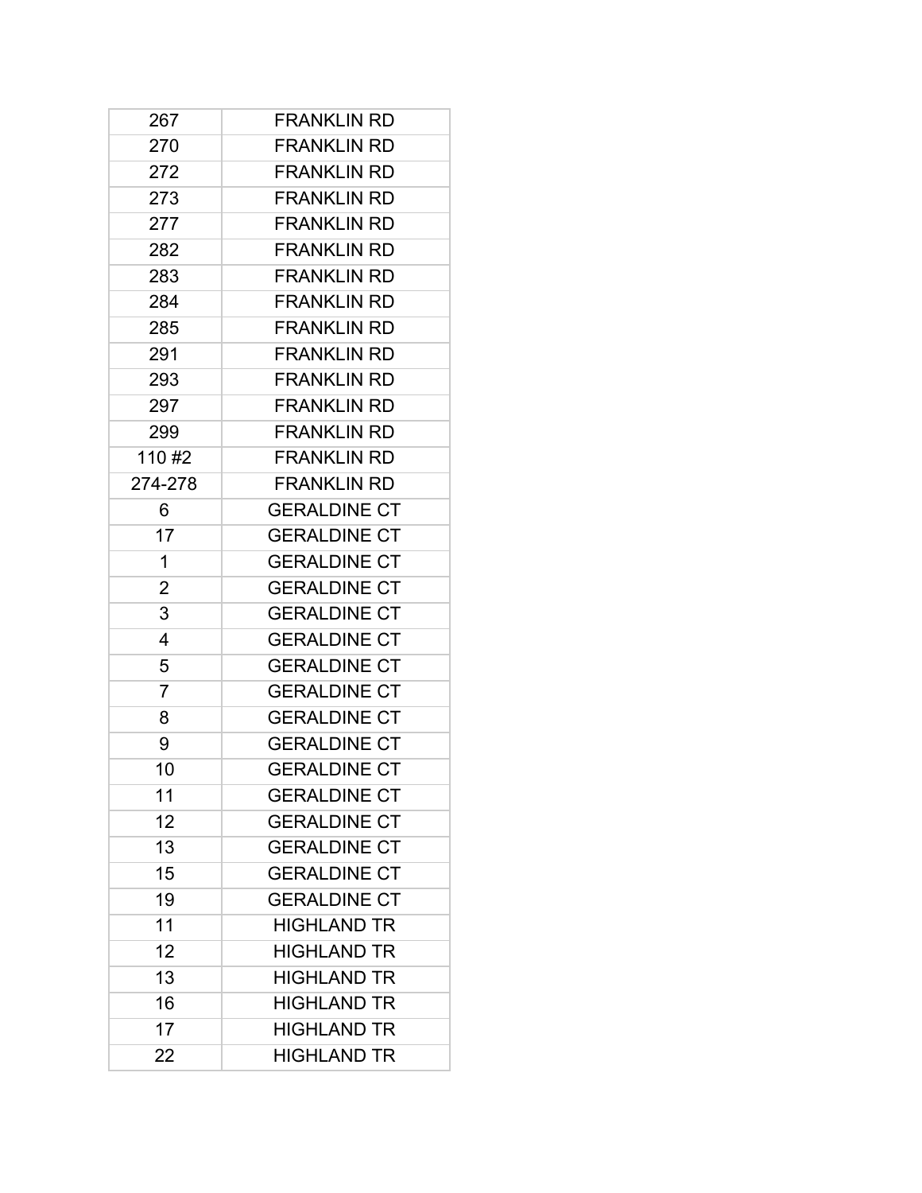| 267 | FRANKLIN RD |
|---|---|
| 270 | FRANKLIN RD |
| 272 | FRANKLIN RD |
| 273 | FRANKLIN RD |
| 277 | FRANKLIN RD |
| 282 | FRANKLIN RD |
| 283 | FRANKLIN RD |
| 284 | FRANKLIN RD |
| 285 | FRANKLIN RD |
| 291 | FRANKLIN RD |
| 293 | FRANKLIN RD |
| 297 | FRANKLIN RD |
| 299 | FRANKLIN RD |
| 110 #2 | FRANKLIN RD |
| 274-278 | FRANKLIN RD |
| 6 | GERALDINE CT |
| 17 | GERALDINE CT |
| 1 | GERALDINE CT |
| 2 | GERALDINE CT |
| 3 | GERALDINE CT |
| 4 | GERALDINE CT |
| 5 | GERALDINE CT |
| 7 | GERALDINE CT |
| 8 | GERALDINE CT |
| 9 | GERALDINE CT |
| 10 | GERALDINE CT |
| 11 | GERALDINE CT |
| 12 | GERALDINE CT |
| 13 | GERALDINE CT |
| 15 | GERALDINE CT |
| 19 | GERALDINE CT |
| 11 | HIGHLAND TR |
| 12 | HIGHLAND TR |
| 13 | HIGHLAND TR |
| 16 | HIGHLAND TR |
| 17 | HIGHLAND TR |
| 22 | HIGHLAND TR |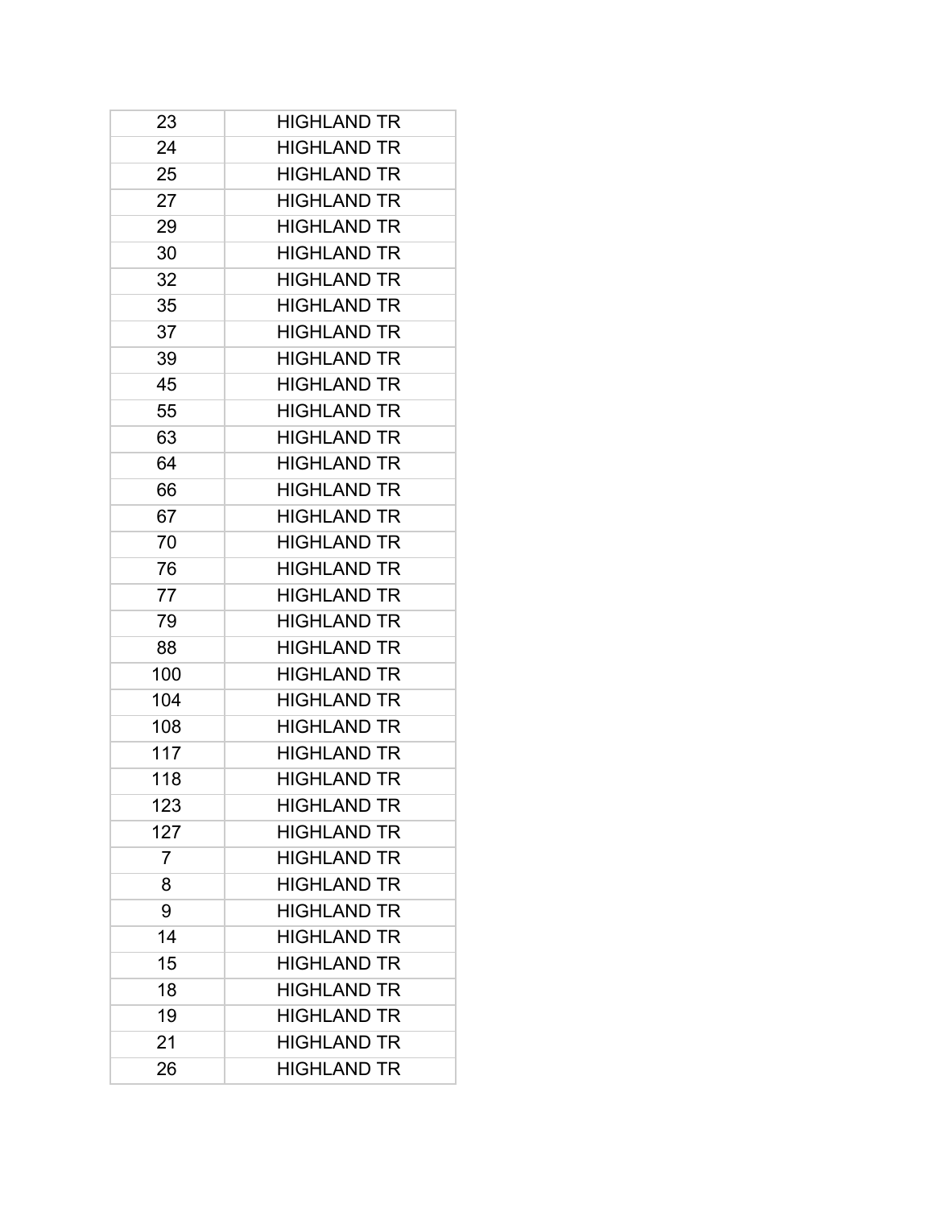| 23 | HIGHLAND TR |
| --- | --- |
| 24 | HIGHLAND TR |
| 25 | HIGHLAND TR |
| 27 | HIGHLAND TR |
| 29 | HIGHLAND TR |
| 30 | HIGHLAND TR |
| 32 | HIGHLAND TR |
| 35 | HIGHLAND TR |
| 37 | HIGHLAND TR |
| 39 | HIGHLAND TR |
| 45 | HIGHLAND TR |
| 55 | HIGHLAND TR |
| 63 | HIGHLAND TR |
| 64 | HIGHLAND TR |
| 66 | HIGHLAND TR |
| 67 | HIGHLAND TR |
| 70 | HIGHLAND TR |
| 76 | HIGHLAND TR |
| 77 | HIGHLAND TR |
| 79 | HIGHLAND TR |
| 88 | HIGHLAND TR |
| 100 | HIGHLAND TR |
| 104 | HIGHLAND TR |
| 108 | HIGHLAND TR |
| 117 | HIGHLAND TR |
| 118 | HIGHLAND TR |
| 123 | HIGHLAND TR |
| 127 | HIGHLAND TR |
| 7 | HIGHLAND TR |
| 8 | HIGHLAND TR |
| 9 | HIGHLAND TR |
| 14 | HIGHLAND TR |
| 15 | HIGHLAND TR |
| 18 | HIGHLAND TR |
| 19 | HIGHLAND TR |
| 21 | HIGHLAND TR |
| 26 | HIGHLAND TR |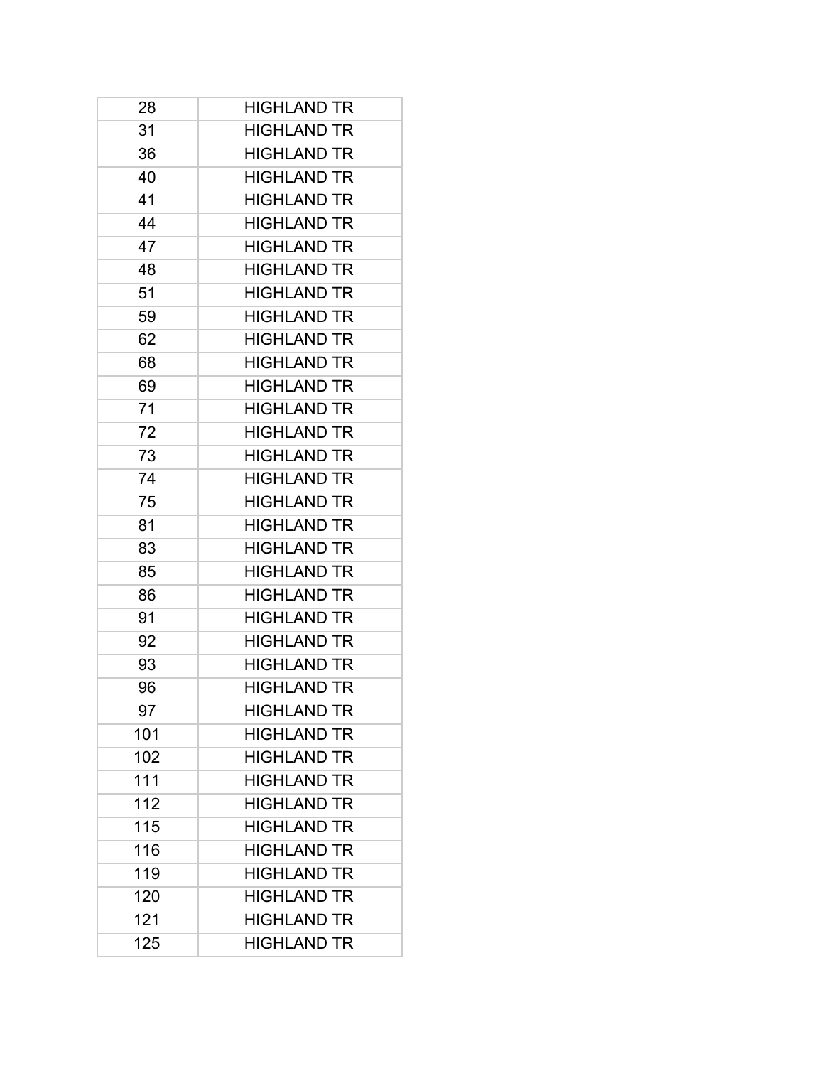| 28 | HIGHLAND TR |
|---|---|
| 31 | HIGHLAND TR |
| 36 | HIGHLAND TR |
| 40 | HIGHLAND TR |
| 41 | HIGHLAND TR |
| 44 | HIGHLAND TR |
| 47 | HIGHLAND TR |
| 48 | HIGHLAND TR |
| 51 | HIGHLAND TR |
| 59 | HIGHLAND TR |
| 62 | HIGHLAND TR |
| 68 | HIGHLAND TR |
| 69 | HIGHLAND TR |
| 71 | HIGHLAND TR |
| 72 | HIGHLAND TR |
| 73 | HIGHLAND TR |
| 74 | HIGHLAND TR |
| 75 | HIGHLAND TR |
| 81 | HIGHLAND TR |
| 83 | HIGHLAND TR |
| 85 | HIGHLAND TR |
| 86 | HIGHLAND TR |
| 91 | HIGHLAND TR |
| 92 | HIGHLAND TR |
| 93 | HIGHLAND TR |
| 96 | HIGHLAND TR |
| 97 | HIGHLAND TR |
| 101 | HIGHLAND TR |
| 102 | HIGHLAND TR |
| 111 | HIGHLAND TR |
| 112 | HIGHLAND TR |
| 115 | HIGHLAND TR |
| 116 | HIGHLAND TR |
| 119 | HIGHLAND TR |
| 120 | HIGHLAND TR |
| 121 | HIGHLAND TR |
| 125 | HIGHLAND TR |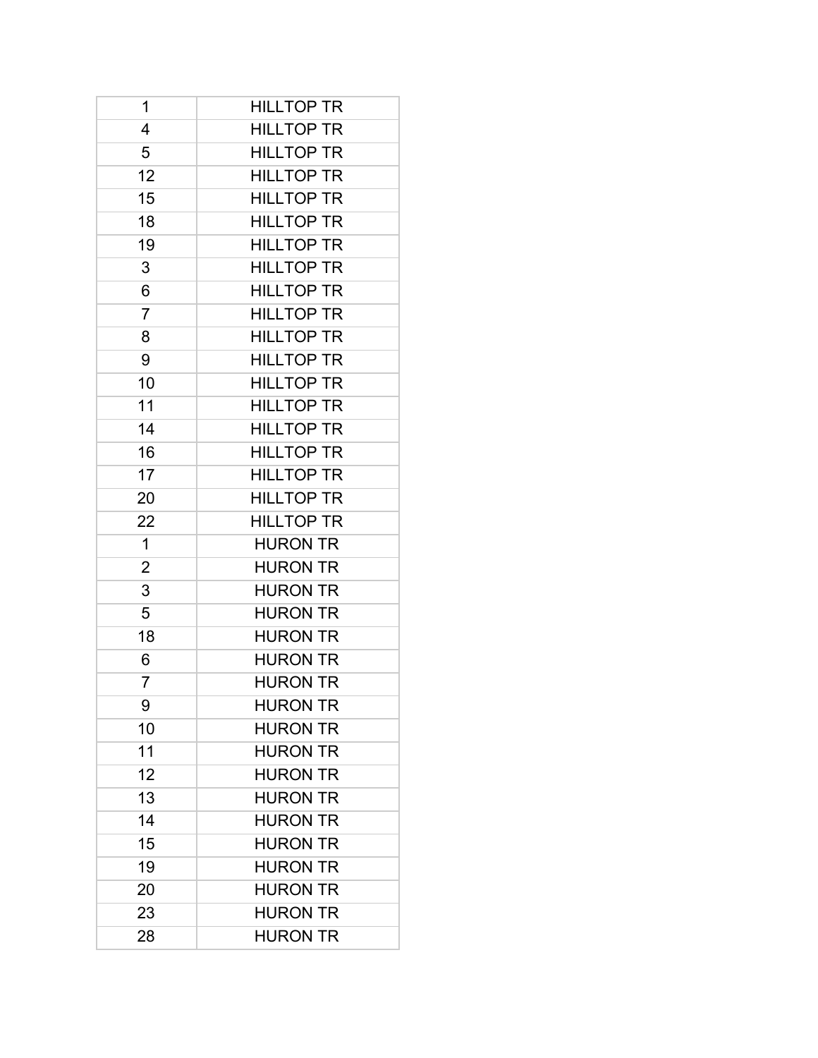| 1 | HILLTOP TR |
|---|---|
| 4 | HILLTOP TR |
| 5 | HILLTOP TR |
| 12 | HILLTOP TR |
| 15 | HILLTOP TR |
| 18 | HILLTOP TR |
| 19 | HILLTOP TR |
| 3 | HILLTOP TR |
| 6 | HILLTOP TR |
| 7 | HILLTOP TR |
| 8 | HILLTOP TR |
| 9 | HILLTOP TR |
| 10 | HILLTOP TR |
| 11 | HILLTOP TR |
| 14 | HILLTOP TR |
| 16 | HILLTOP TR |
| 17 | HILLTOP TR |
| 20 | HILLTOP TR |
| 22 | HILLTOP TR |
| 1 | HURON TR |
| 2 | HURON TR |
| 3 | HURON TR |
| 5 | HURON TR |
| 18 | HURON TR |
| 6 | HURON TR |
| 7 | HURON TR |
| 9 | HURON TR |
| 10 | HURON TR |
| 11 | HURON TR |
| 12 | HURON TR |
| 13 | HURON TR |
| 14 | HURON TR |
| 15 | HURON TR |
| 19 | HURON TR |
| 20 | HURON TR |
| 23 | HURON TR |
| 28 | HURON TR |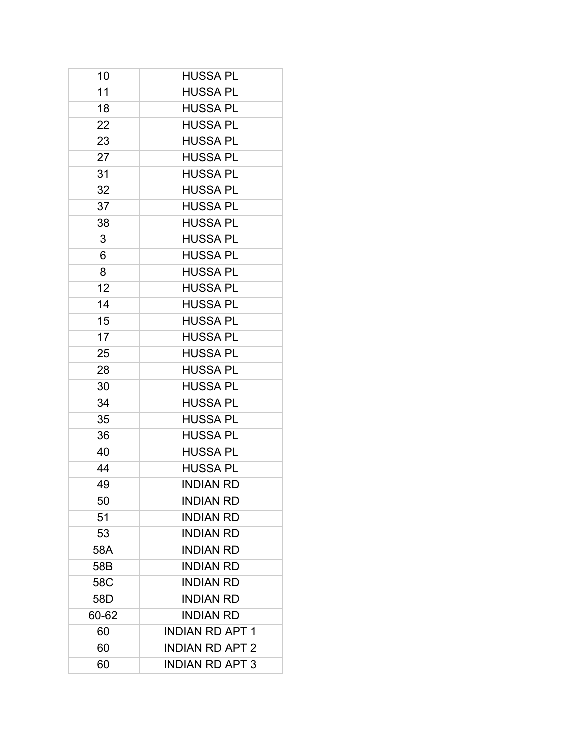| 10 | HUSSA PL |
|---|---|
| 11 | HUSSA PL |
| 18 | HUSSA PL |
| 22 | HUSSA PL |
| 23 | HUSSA PL |
| 27 | HUSSA PL |
| 31 | HUSSA PL |
| 32 | HUSSA PL |
| 37 | HUSSA PL |
| 38 | HUSSA PL |
| 3 | HUSSA PL |
| 6 | HUSSA PL |
| 8 | HUSSA PL |
| 12 | HUSSA PL |
| 14 | HUSSA PL |
| 15 | HUSSA PL |
| 17 | HUSSA PL |
| 25 | HUSSA PL |
| 28 | HUSSA PL |
| 30 | HUSSA PL |
| 34 | HUSSA PL |
| 35 | HUSSA PL |
| 36 | HUSSA PL |
| 40 | HUSSA PL |
| 44 | HUSSA PL |
| 49 | INDIAN RD |
| 50 | INDIAN RD |
| 51 | INDIAN RD |
| 53 | INDIAN RD |
| 58A | INDIAN RD |
| 58B | INDIAN RD |
| 58C | INDIAN RD |
| 58D | INDIAN RD |
| 60-62 | INDIAN RD |
| 60 | INDIAN RD APT 1 |
| 60 | INDIAN RD APT 2 |
| 60 | INDIAN RD APT 3 |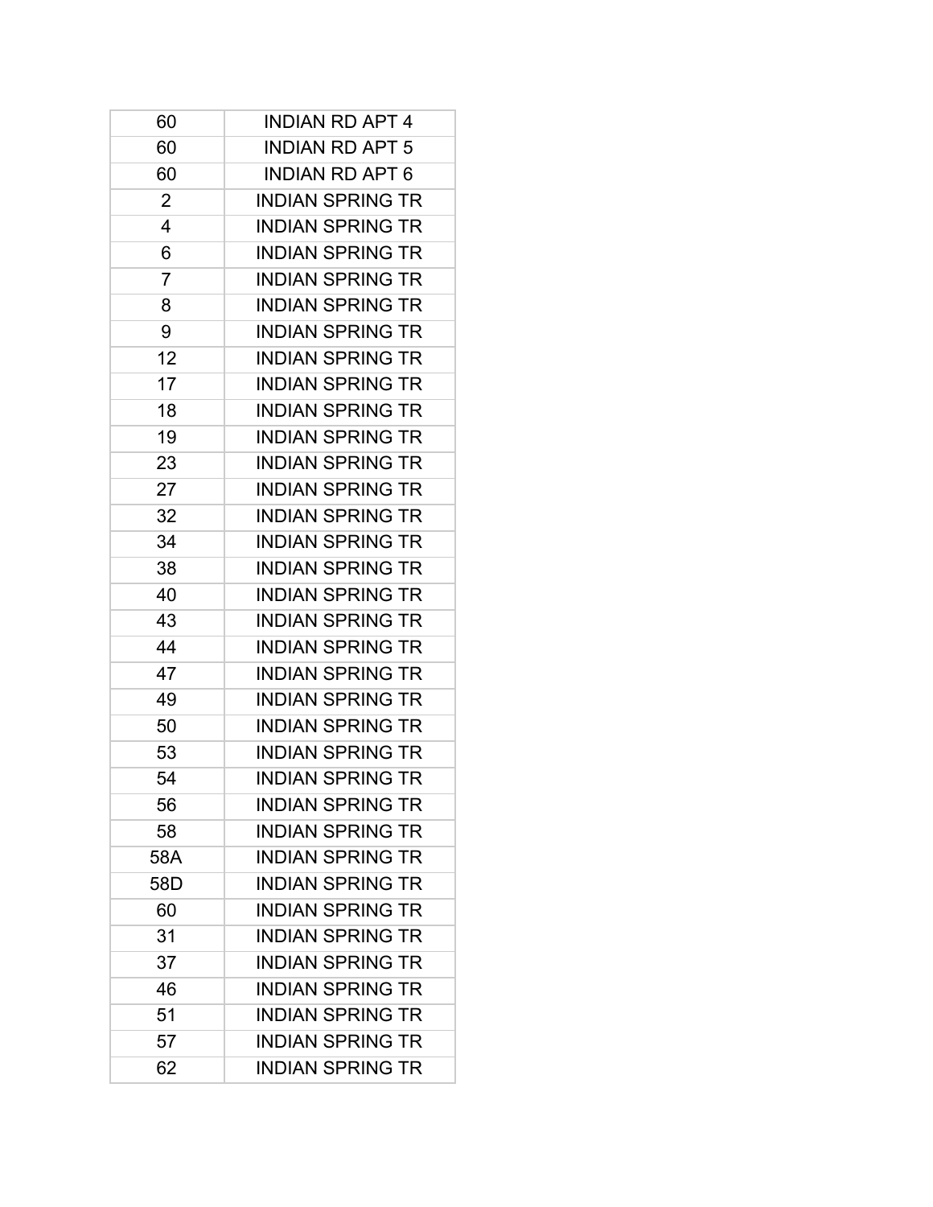| 60 | INDIAN RD APT 4 |
|---|---|
| 60 | INDIAN RD APT 5 |
| 60 | INDIAN RD APT 6 |
| 2 | INDIAN SPRING TR |
| 4 | INDIAN SPRING TR |
| 6 | INDIAN SPRING TR |
| 7 | INDIAN SPRING TR |
| 8 | INDIAN SPRING TR |
| 9 | INDIAN SPRING TR |
| 12 | INDIAN SPRING TR |
| 17 | INDIAN SPRING TR |
| 18 | INDIAN SPRING TR |
| 19 | INDIAN SPRING TR |
| 23 | INDIAN SPRING TR |
| 27 | INDIAN SPRING TR |
| 32 | INDIAN SPRING TR |
| 34 | INDIAN SPRING TR |
| 38 | INDIAN SPRING TR |
| 40 | INDIAN SPRING TR |
| 43 | INDIAN SPRING TR |
| 44 | INDIAN SPRING TR |
| 47 | INDIAN SPRING TR |
| 49 | INDIAN SPRING TR |
| 50 | INDIAN SPRING TR |
| 53 | INDIAN SPRING TR |
| 54 | INDIAN SPRING TR |
| 56 | INDIAN SPRING TR |
| 58 | INDIAN SPRING TR |
| 58A | INDIAN SPRING TR |
| 58D | INDIAN SPRING TR |
| 60 | INDIAN SPRING TR |
| 31 | INDIAN SPRING TR |
| 37 | INDIAN SPRING TR |
| 46 | INDIAN SPRING TR |
| 51 | INDIAN SPRING TR |
| 57 | INDIAN SPRING TR |
| 62 | INDIAN SPRING TR |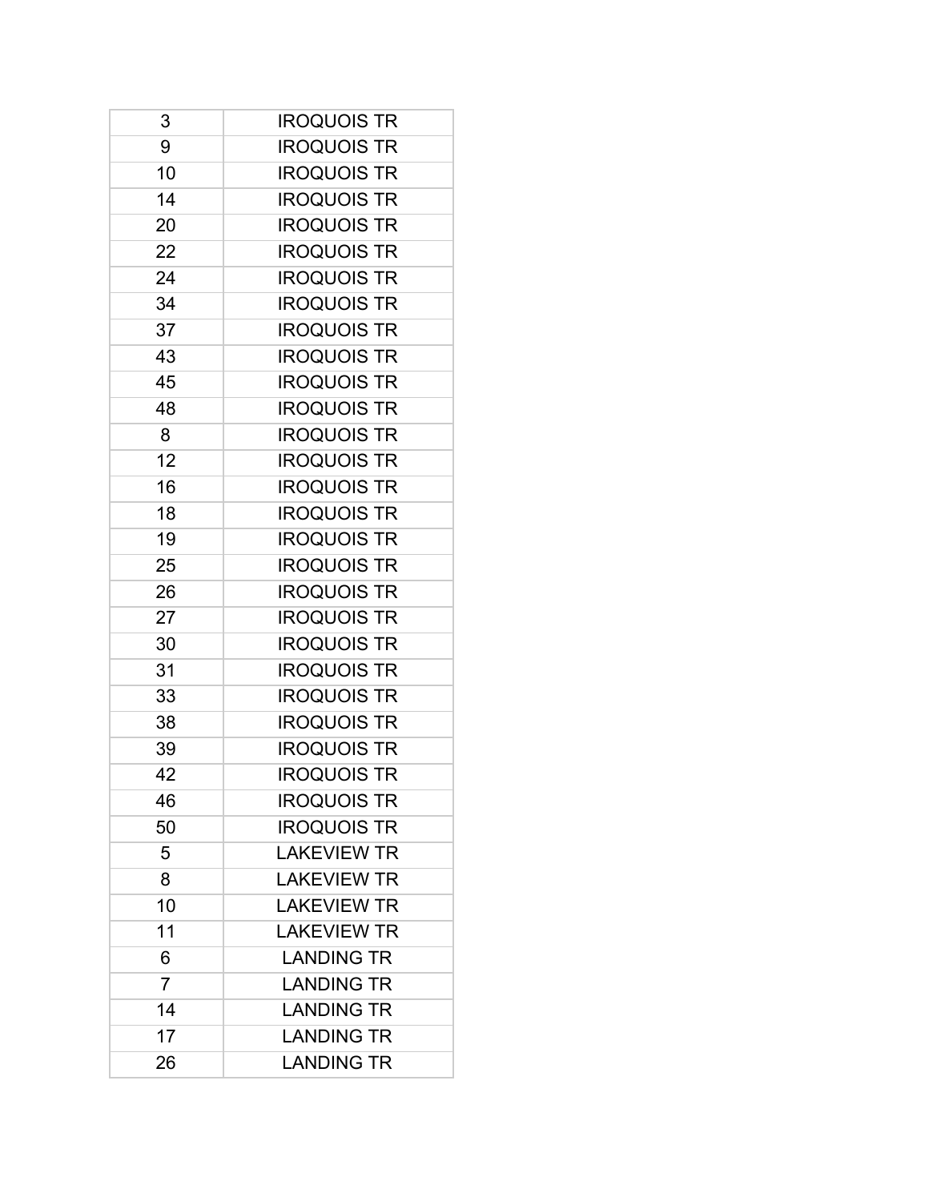| 3 | IROQUOIS TR |
|---|---|
| 9 | IROQUOIS TR |
| 10 | IROQUOIS TR |
| 14 | IROQUOIS TR |
| 20 | IROQUOIS TR |
| 22 | IROQUOIS TR |
| 24 | IROQUOIS TR |
| 34 | IROQUOIS TR |
| 37 | IROQUOIS TR |
| 43 | IROQUOIS TR |
| 45 | IROQUOIS TR |
| 48 | IROQUOIS TR |
| 8 | IROQUOIS TR |
| 12 | IROQUOIS TR |
| 16 | IROQUOIS TR |
| 18 | IROQUOIS TR |
| 19 | IROQUOIS TR |
| 25 | IROQUOIS TR |
| 26 | IROQUOIS TR |
| 27 | IROQUOIS TR |
| 30 | IROQUOIS TR |
| 31 | IROQUOIS TR |
| 33 | IROQUOIS TR |
| 38 | IROQUOIS TR |
| 39 | IROQUOIS TR |
| 42 | IROQUOIS TR |
| 46 | IROQUOIS TR |
| 50 | IROQUOIS TR |
| 5 | LAKEVIEW TR |
| 8 | LAKEVIEW TR |
| 10 | LAKEVIEW TR |
| 11 | LAKEVIEW TR |
| 6 | LANDING TR |
| 7 | LANDING TR |
| 14 | LANDING TR |
| 17 | LANDING TR |
| 26 | LANDING TR |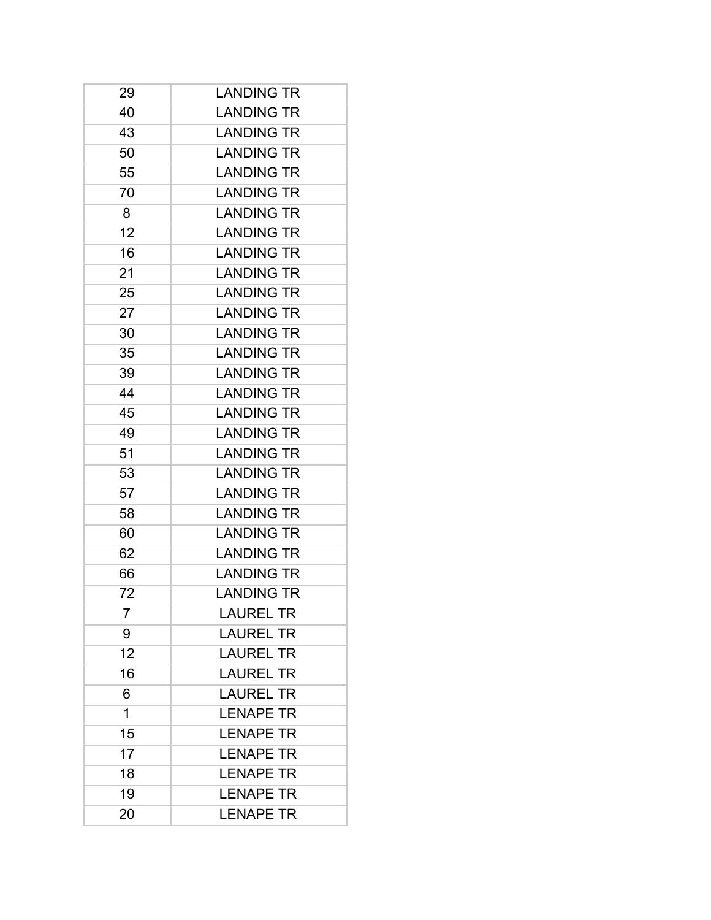| 29 | LANDING TR |
| --- | --- |
| 40 | LANDING TR |
| 43 | LANDING TR |
| 50 | LANDING TR |
| 55 | LANDING TR |
| 70 | LANDING TR |
| 8 | LANDING TR |
| 12 | LANDING TR |
| 16 | LANDING TR |
| 21 | LANDING TR |
| 25 | LANDING TR |
| 27 | LANDING TR |
| 30 | LANDING TR |
| 35 | LANDING TR |
| 39 | LANDING TR |
| 44 | LANDING TR |
| 45 | LANDING TR |
| 49 | LANDING TR |
| 51 | LANDING TR |
| 53 | LANDING TR |
| 57 | LANDING TR |
| 58 | LANDING TR |
| 60 | LANDING TR |
| 62 | LANDING TR |
| 66 | LANDING TR |
| 72 | LANDING TR |
| 7 | LAUREL TR |
| 9 | LAUREL TR |
| 12 | LAUREL TR |
| 16 | LAUREL TR |
| 6 | LAUREL TR |
| 1 | LENAPE TR |
| 15 | LENAPE TR |
| 17 | LENAPE TR |
| 18 | LENAPE TR |
| 19 | LENAPE TR |
| 20 | LENAPE TR |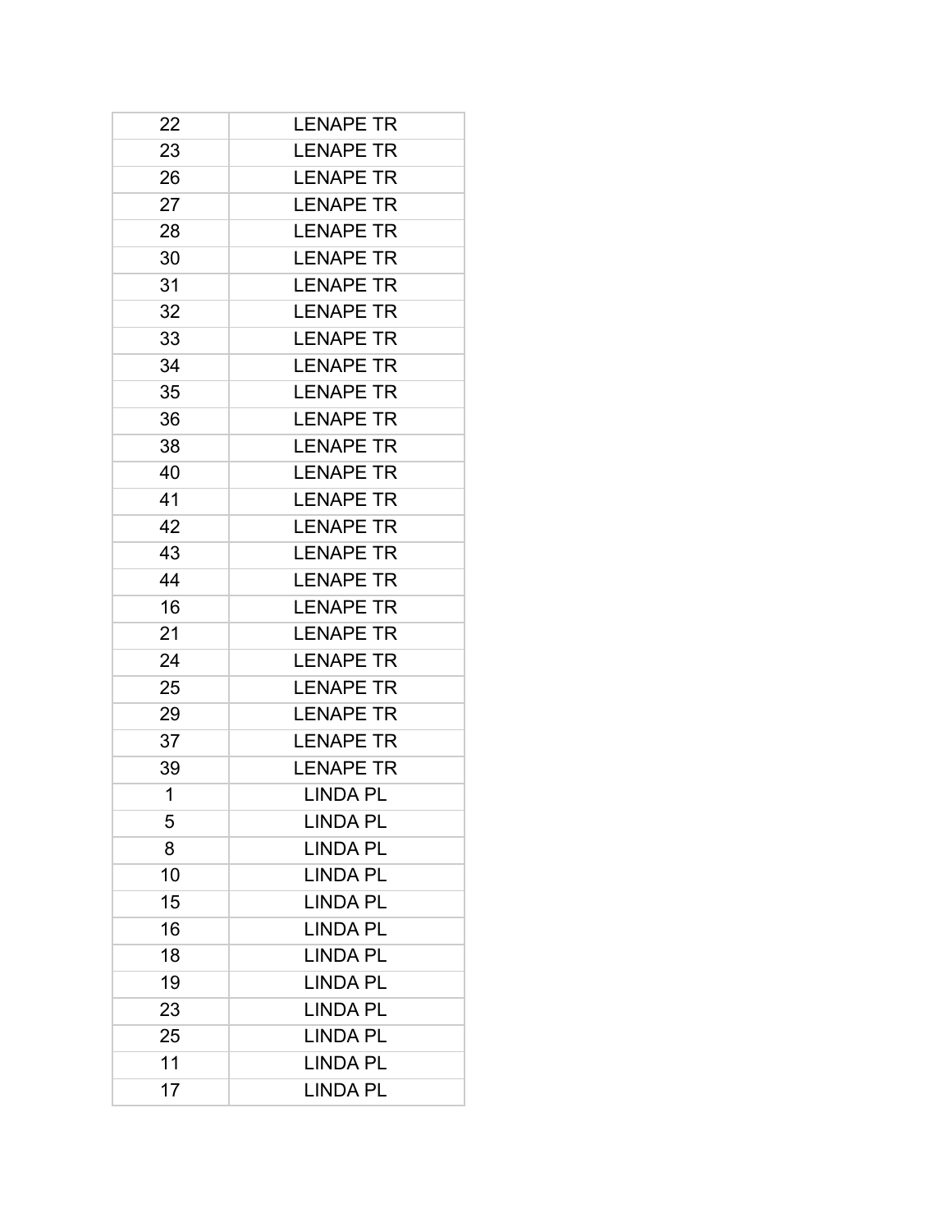| | |
|---|---|
| 22 | LENAPE TR |
| 23 | LENAPE TR |
| 26 | LENAPE TR |
| 27 | LENAPE TR |
| 28 | LENAPE TR |
| 30 | LENAPE TR |
| 31 | LENAPE TR |
| 32 | LENAPE TR |
| 33 | LENAPE TR |
| 34 | LENAPE TR |
| 35 | LENAPE TR |
| 36 | LENAPE TR |
| 38 | LENAPE TR |
| 40 | LENAPE TR |
| 41 | LENAPE TR |
| 42 | LENAPE TR |
| 43 | LENAPE TR |
| 44 | LENAPE TR |
| 16 | LENAPE TR |
| 21 | LENAPE TR |
| 24 | LENAPE TR |
| 25 | LENAPE TR |
| 29 | LENAPE TR |
| 37 | LENAPE TR |
| 39 | LENAPE TR |
| 1 | LINDA PL |
| 5 | LINDA PL |
| 8 | LINDA PL |
| 10 | LINDA PL |
| 15 | LINDA PL |
| 16 | LINDA PL |
| 18 | LINDA PL |
| 19 | LINDA PL |
| 23 | LINDA PL |
| 25 | LINDA PL |
| 11 | LINDA PL |
| 17 | LINDA PL |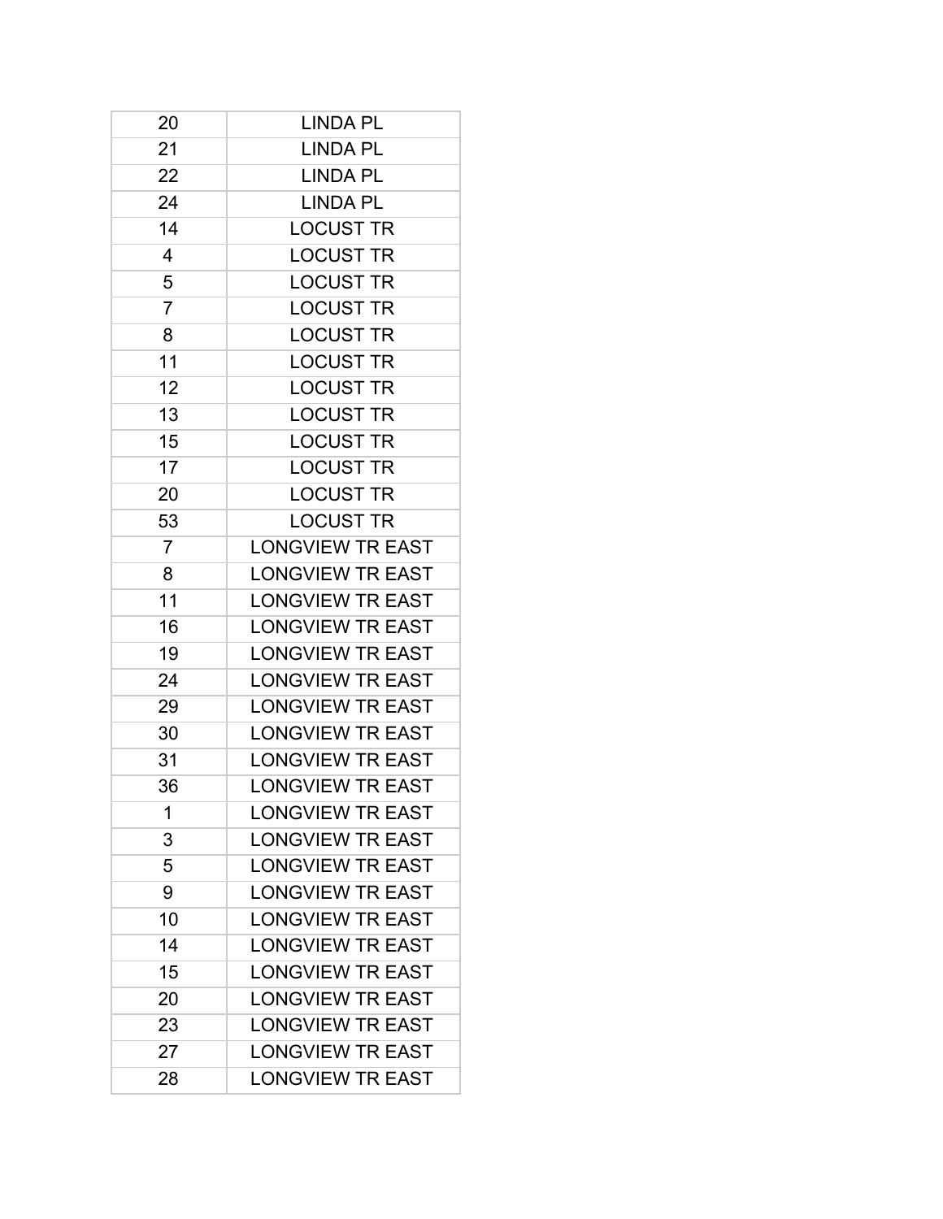| | |
|---|---|
| 20 | LINDA PL |
| 21 | LINDA PL |
| 22 | LINDA PL |
| 24 | LINDA PL |
| 14 | LOCUST TR |
| 4 | LOCUST TR |
| 5 | LOCUST TR |
| 7 | LOCUST TR |
| 8 | LOCUST TR |
| 11 | LOCUST TR |
| 12 | LOCUST TR |
| 13 | LOCUST TR |
| 15 | LOCUST TR |
| 17 | LOCUST TR |
| 20 | LOCUST TR |
| 53 | LOCUST TR |
| 7 | LONGVIEW TR EAST |
| 8 | LONGVIEW TR EAST |
| 11 | LONGVIEW TR EAST |
| 16 | LONGVIEW TR EAST |
| 19 | LONGVIEW TR EAST |
| 24 | LONGVIEW TR EAST |
| 29 | LONGVIEW TR EAST |
| 30 | LONGVIEW TR EAST |
| 31 | LONGVIEW TR EAST |
| 36 | LONGVIEW TR EAST |
| 1 | LONGVIEW TR EAST |
| 3 | LONGVIEW TR EAST |
| 5 | LONGVIEW TR EAST |
| 9 | LONGVIEW TR EAST |
| 10 | LONGVIEW TR EAST |
| 14 | LONGVIEW TR EAST |
| 15 | LONGVIEW TR EAST |
| 20 | LONGVIEW TR EAST |
| 23 | LONGVIEW TR EAST |
| 27 | LONGVIEW TR EAST |
| 28 | LONGVIEW TR EAST |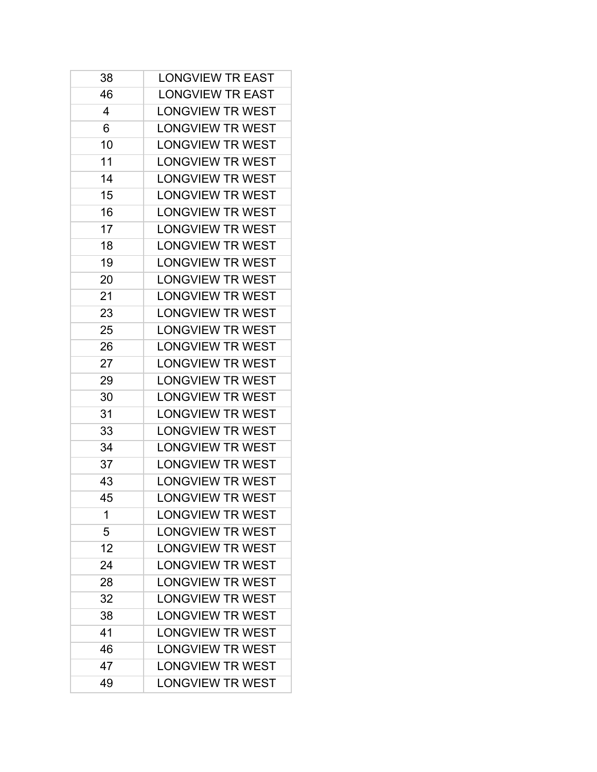| | |
|---|---|
| 38 | LONGVIEW TR EAST |
| 46 | LONGVIEW TR EAST |
| 4 | LONGVIEW TR WEST |
| 6 | LONGVIEW TR WEST |
| 10 | LONGVIEW TR WEST |
| 11 | LONGVIEW TR WEST |
| 14 | LONGVIEW TR WEST |
| 15 | LONGVIEW TR WEST |
| 16 | LONGVIEW TR WEST |
| 17 | LONGVIEW TR WEST |
| 18 | LONGVIEW TR WEST |
| 19 | LONGVIEW TR WEST |
| 20 | LONGVIEW TR WEST |
| 21 | LONGVIEW TR WEST |
| 23 | LONGVIEW TR WEST |
| 25 | LONGVIEW TR WEST |
| 26 | LONGVIEW TR WEST |
| 27 | LONGVIEW TR WEST |
| 29 | LONGVIEW TR WEST |
| 30 | LONGVIEW TR WEST |
| 31 | LONGVIEW TR WEST |
| 33 | LONGVIEW TR WEST |
| 34 | LONGVIEW TR WEST |
| 37 | LONGVIEW TR WEST |
| 43 | LONGVIEW TR WEST |
| 45 | LONGVIEW TR WEST |
| 1 | LONGVIEW TR WEST |
| 5 | LONGVIEW TR WEST |
| 12 | LONGVIEW TR WEST |
| 24 | LONGVIEW TR WEST |
| 28 | LONGVIEW TR WEST |
| 32 | LONGVIEW TR WEST |
| 38 | LONGVIEW TR WEST |
| 41 | LONGVIEW TR WEST |
| 46 | LONGVIEW TR WEST |
| 47 | LONGVIEW TR WEST |
| 49 | LONGVIEW TR WEST |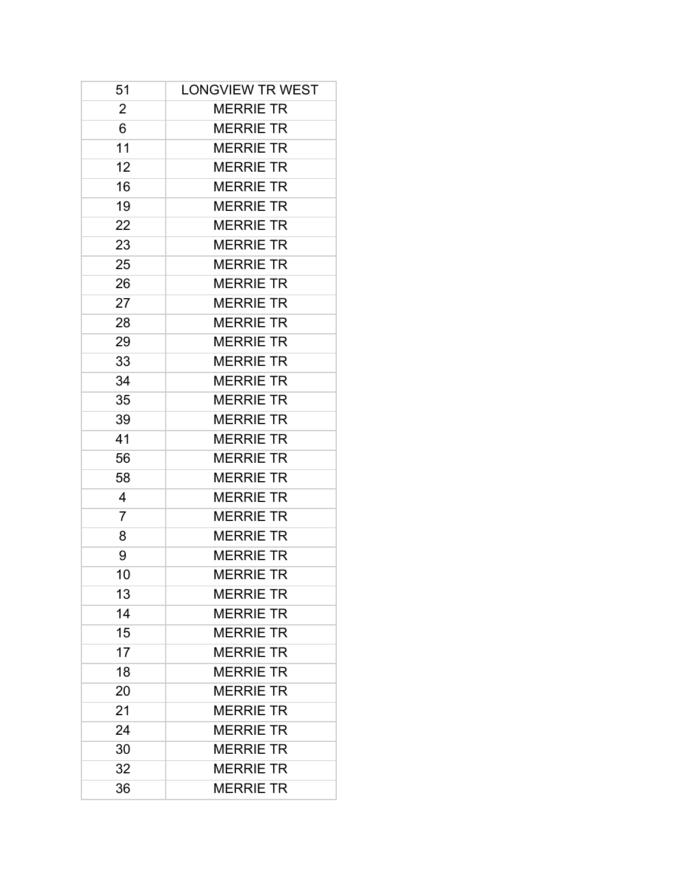| 51 | LONGVIEW TR WEST |
|---|---|
| 2 | MERRIE TR |
| 6 | MERRIE TR |
| 11 | MERRIE TR |
| 12 | MERRIE TR |
| 16 | MERRIE TR |
| 19 | MERRIE TR |
| 22 | MERRIE TR |
| 23 | MERRIE TR |
| 25 | MERRIE TR |
| 26 | MERRIE TR |
| 27 | MERRIE TR |
| 28 | MERRIE TR |
| 29 | MERRIE TR |
| 33 | MERRIE TR |
| 34 | MERRIE TR |
| 35 | MERRIE TR |
| 39 | MERRIE TR |
| 41 | MERRIE TR |
| 56 | MERRIE TR |
| 58 | MERRIE TR |
| 4 | MERRIE TR |
| 7 | MERRIE TR |
| 8 | MERRIE TR |
| 9 | MERRIE TR |
| 10 | MERRIE TR |
| 13 | MERRIE TR |
| 14 | MERRIE TR |
| 15 | MERRIE TR |
| 17 | MERRIE TR |
| 18 | MERRIE TR |
| 20 | MERRIE TR |
| 21 | MERRIE TR |
| 24 | MERRIE TR |
| 30 | MERRIE TR |
| 32 | MERRIE TR |
| 36 | MERRIE TR |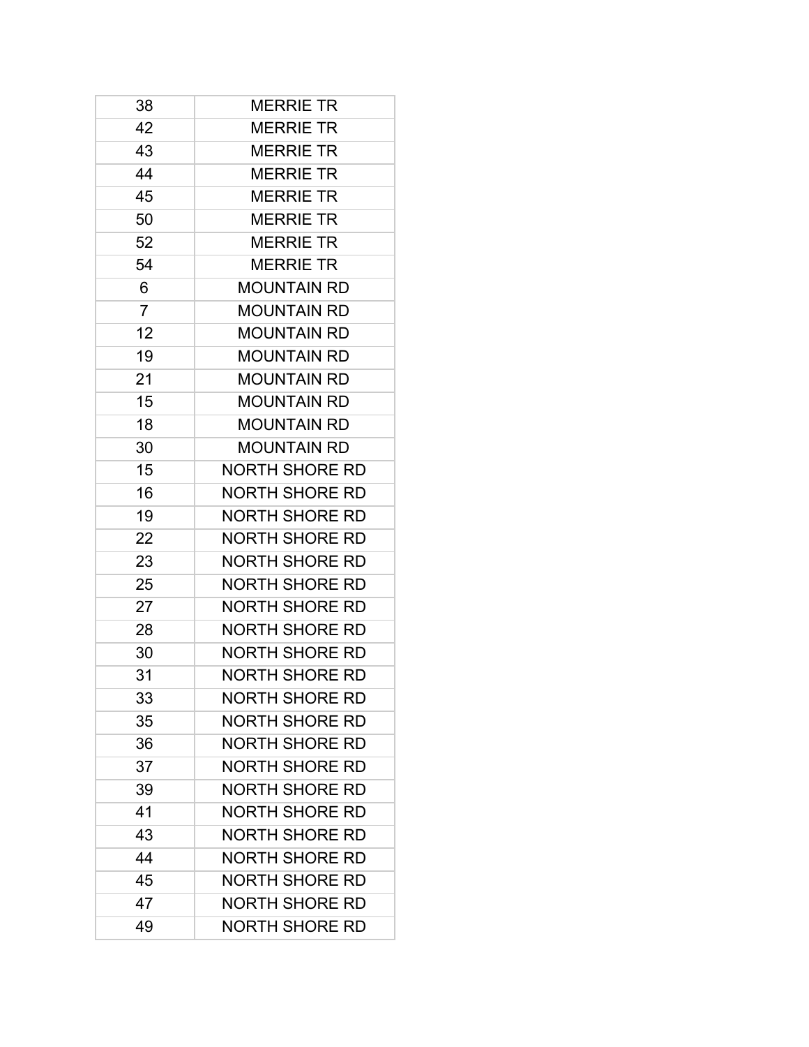| 38 | MERRIE TR |
|---|---|
| 42 | MERRIE TR |
| 43 | MERRIE TR |
| 44 | MERRIE TR |
| 45 | MERRIE TR |
| 50 | MERRIE TR |
| 52 | MERRIE TR |
| 54 | MERRIE TR |
| 6 | MOUNTAIN RD |
| 7 | MOUNTAIN RD |
| 12 | MOUNTAIN RD |
| 19 | MOUNTAIN RD |
| 21 | MOUNTAIN RD |
| 15 | MOUNTAIN RD |
| 18 | MOUNTAIN RD |
| 30 | MOUNTAIN RD |
| 15 | NORTH SHORE RD |
| 16 | NORTH SHORE RD |
| 19 | NORTH SHORE RD |
| 22 | NORTH SHORE RD |
| 23 | NORTH SHORE RD |
| 25 | NORTH SHORE RD |
| 27 | NORTH SHORE RD |
| 28 | NORTH SHORE RD |
| 30 | NORTH SHORE RD |
| 31 | NORTH SHORE RD |
| 33 | NORTH SHORE RD |
| 35 | NORTH SHORE RD |
| 36 | NORTH SHORE RD |
| 37 | NORTH SHORE RD |
| 39 | NORTH SHORE RD |
| 41 | NORTH SHORE RD |
| 43 | NORTH SHORE RD |
| 44 | NORTH SHORE RD |
| 45 | NORTH SHORE RD |
| 47 | NORTH SHORE RD |
| 49 | NORTH SHORE RD |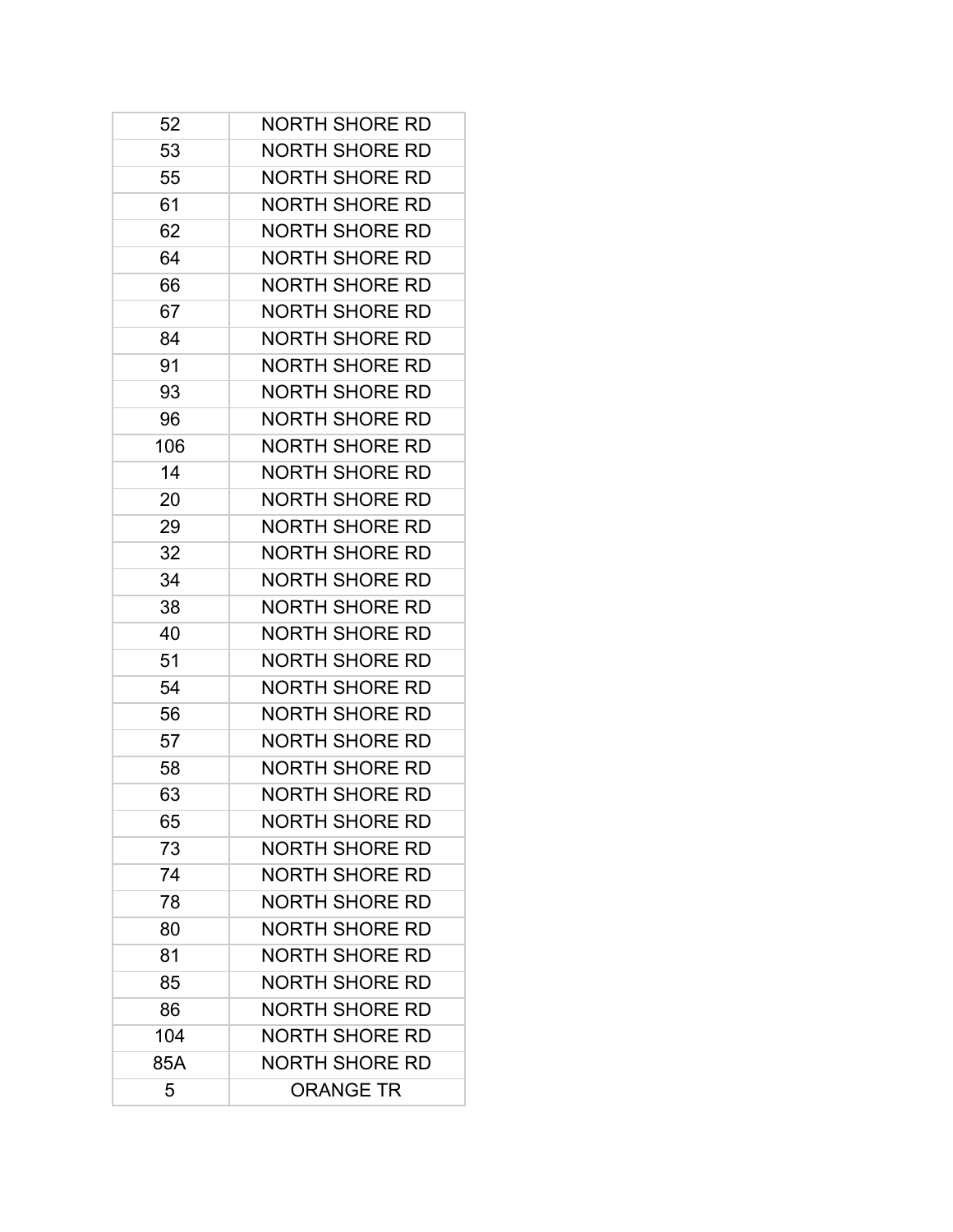| 52 | NORTH SHORE RD |
|---|---|
| 53 | NORTH SHORE RD |
| 55 | NORTH SHORE RD |
| 61 | NORTH SHORE RD |
| 62 | NORTH SHORE RD |
| 64 | NORTH SHORE RD |
| 66 | NORTH SHORE RD |
| 67 | NORTH SHORE RD |
| 84 | NORTH SHORE RD |
| 91 | NORTH SHORE RD |
| 93 | NORTH SHORE RD |
| 96 | NORTH SHORE RD |
| 106 | NORTH SHORE RD |
| 14 | NORTH SHORE RD |
| 20 | NORTH SHORE RD |
| 29 | NORTH SHORE RD |
| 32 | NORTH SHORE RD |
| 34 | NORTH SHORE RD |
| 38 | NORTH SHORE RD |
| 40 | NORTH SHORE RD |
| 51 | NORTH SHORE RD |
| 54 | NORTH SHORE RD |
| 56 | NORTH SHORE RD |
| 57 | NORTH SHORE RD |
| 58 | NORTH SHORE RD |
| 63 | NORTH SHORE RD |
| 65 | NORTH SHORE RD |
| 73 | NORTH SHORE RD |
| 74 | NORTH SHORE RD |
| 78 | NORTH SHORE RD |
| 80 | NORTH SHORE RD |
| 81 | NORTH SHORE RD |
| 85 | NORTH SHORE RD |
| 86 | NORTH SHORE RD |
| 104 | NORTH SHORE RD |
| 85A | NORTH SHORE RD |
| 5 | ORANGE TR |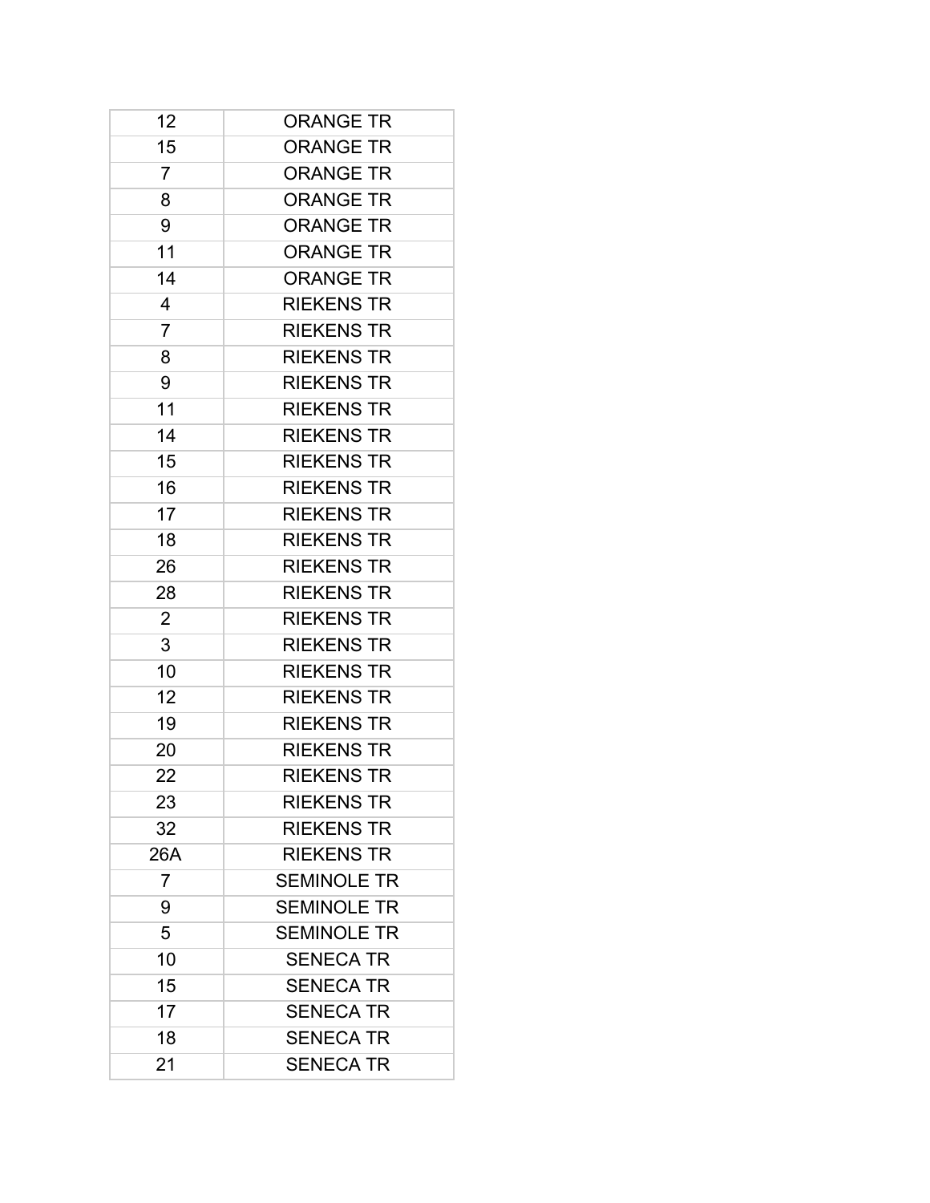| 12 | ORANGE TR |
|---|---|
| 15 | ORANGE TR |
| 7 | ORANGE TR |
| 8 | ORANGE TR |
| 9 | ORANGE TR |
| 11 | ORANGE TR |
| 14 | ORANGE TR |
| 4 | RIEKENS TR |
| 7 | RIEKENS TR |
| 8 | RIEKENS TR |
| 9 | RIEKENS TR |
| 11 | RIEKENS TR |
| 14 | RIEKENS TR |
| 15 | RIEKENS TR |
| 16 | RIEKENS TR |
| 17 | RIEKENS TR |
| 18 | RIEKENS TR |
| 26 | RIEKENS TR |
| 28 | RIEKENS TR |
| 2 | RIEKENS TR |
| 3 | RIEKENS TR |
| 10 | RIEKENS TR |
| 12 | RIEKENS TR |
| 19 | RIEKENS TR |
| 20 | RIEKENS TR |
| 22 | RIEKENS TR |
| 23 | RIEKENS TR |
| 32 | RIEKENS TR |
| 26A | RIEKENS TR |
| 7 | SEMINOLE TR |
| 9 | SEMINOLE TR |
| 5 | SEMINOLE TR |
| 10 | SENECA TR |
| 15 | SENECA TR |
| 17 | SENECA TR |
| 18 | SENECA TR |
| 21 | SENECA TR |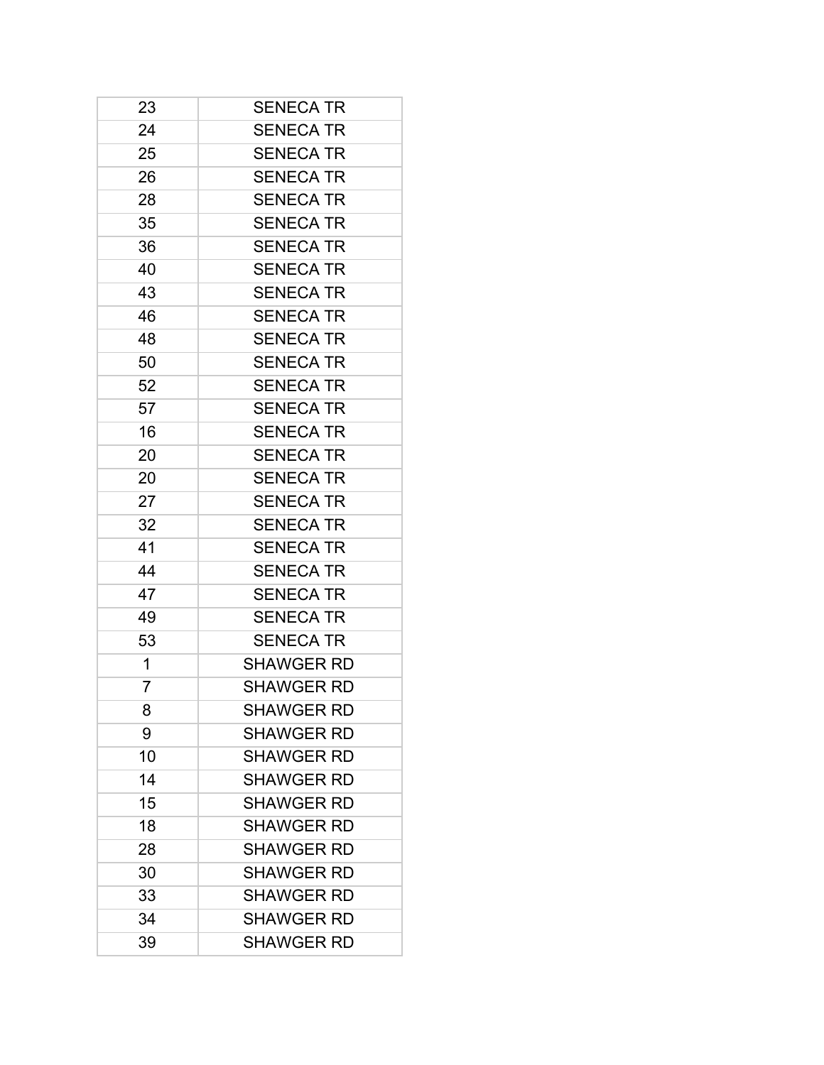| 23 | SENECA TR |
|---|---|
| 24 | SENECA TR |
| 25 | SENECA TR |
| 26 | SENECA TR |
| 28 | SENECA TR |
| 35 | SENECA TR |
| 36 | SENECA TR |
| 40 | SENECA TR |
| 43 | SENECA TR |
| 46 | SENECA TR |
| 48 | SENECA TR |
| 50 | SENECA TR |
| 52 | SENECA TR |
| 57 | SENECA TR |
| 16 | SENECA TR |
| 20 | SENECA TR |
| 20 | SENECA TR |
| 27 | SENECA TR |
| 32 | SENECA TR |
| 41 | SENECA TR |
| 44 | SENECA TR |
| 47 | SENECA TR |
| 49 | SENECA TR |
| 53 | SENECA TR |
| 1 | SHAWGER RD |
| 7 | SHAWGER RD |
| 8 | SHAWGER RD |
| 9 | SHAWGER RD |
| 10 | SHAWGER RD |
| 14 | SHAWGER RD |
| 15 | SHAWGER RD |
| 18 | SHAWGER RD |
| 28 | SHAWGER RD |
| 30 | SHAWGER RD |
| 33 | SHAWGER RD |
| 34 | SHAWGER RD |
| 39 | SHAWGER RD |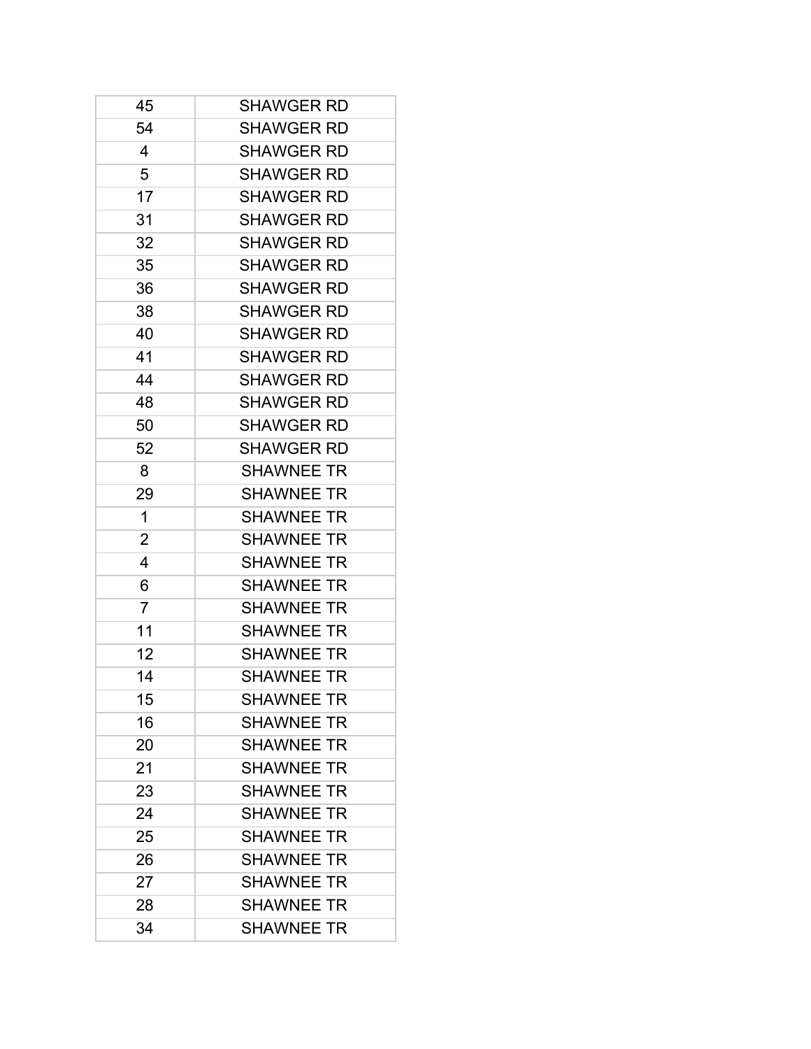| | |
|---|---|
| 45 | SHAWGER RD |
| 54 | SHAWGER RD |
| 4 | SHAWGER RD |
| 5 | SHAWGER RD |
| 17 | SHAWGER RD |
| 31 | SHAWGER RD |
| 32 | SHAWGER RD |
| 35 | SHAWGER RD |
| 36 | SHAWGER RD |
| 38 | SHAWGER RD |
| 40 | SHAWGER RD |
| 41 | SHAWGER RD |
| 44 | SHAWGER RD |
| 48 | SHAWGER RD |
| 50 | SHAWGER RD |
| 52 | SHAWGER RD |
| 8 | SHAWNEE TR |
| 29 | SHAWNEE TR |
| 1 | SHAWNEE TR |
| 2 | SHAWNEE TR |
| 4 | SHAWNEE TR |
| 6 | SHAWNEE TR |
| 7 | SHAWNEE TR |
| 11 | SHAWNEE TR |
| 12 | SHAWNEE TR |
| 14 | SHAWNEE TR |
| 15 | SHAWNEE TR |
| 16 | SHAWNEE TR |
| 20 | SHAWNEE TR |
| 21 | SHAWNEE TR |
| 23 | SHAWNEE TR |
| 24 | SHAWNEE TR |
| 25 | SHAWNEE TR |
| 26 | SHAWNEE TR |
| 27 | SHAWNEE TR |
| 28 | SHAWNEE TR |
| 34 | SHAWNEE TR |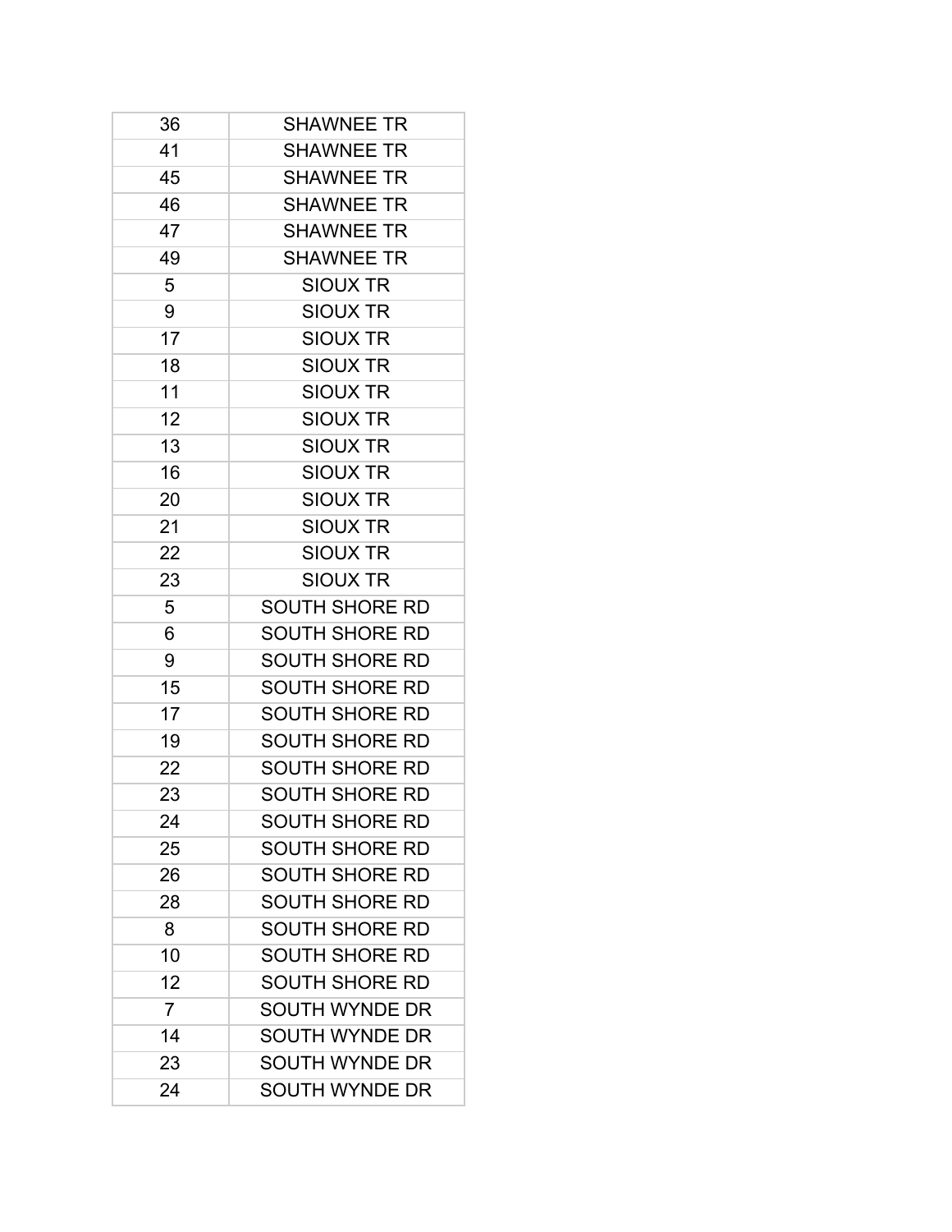| | |
|---|---|
| 36 | SHAWNEE TR |
| 41 | SHAWNEE TR |
| 45 | SHAWNEE TR |
| 46 | SHAWNEE TR |
| 47 | SHAWNEE TR |
| 49 | SHAWNEE TR |
| 5 | SIOUX TR |
| 9 | SIOUX TR |
| 17 | SIOUX TR |
| 18 | SIOUX TR |
| 11 | SIOUX TR |
| 12 | SIOUX TR |
| 13 | SIOUX TR |
| 16 | SIOUX TR |
| 20 | SIOUX TR |
| 21 | SIOUX TR |
| 22 | SIOUX TR |
| 23 | SIOUX TR |
| 5 | SOUTH SHORE RD |
| 6 | SOUTH SHORE RD |
| 9 | SOUTH SHORE RD |
| 15 | SOUTH SHORE RD |
| 17 | SOUTH SHORE RD |
| 19 | SOUTH SHORE RD |
| 22 | SOUTH SHORE RD |
| 23 | SOUTH SHORE RD |
| 24 | SOUTH SHORE RD |
| 25 | SOUTH SHORE RD |
| 26 | SOUTH SHORE RD |
| 28 | SOUTH SHORE RD |
| 8 | SOUTH SHORE RD |
| 10 | SOUTH SHORE RD |
| 12 | SOUTH SHORE RD |
| 7 | SOUTH WYNDE DR |
| 14 | SOUTH WYNDE DR |
| 23 | SOUTH WYNDE DR |
| 24 | SOUTH WYNDE DR |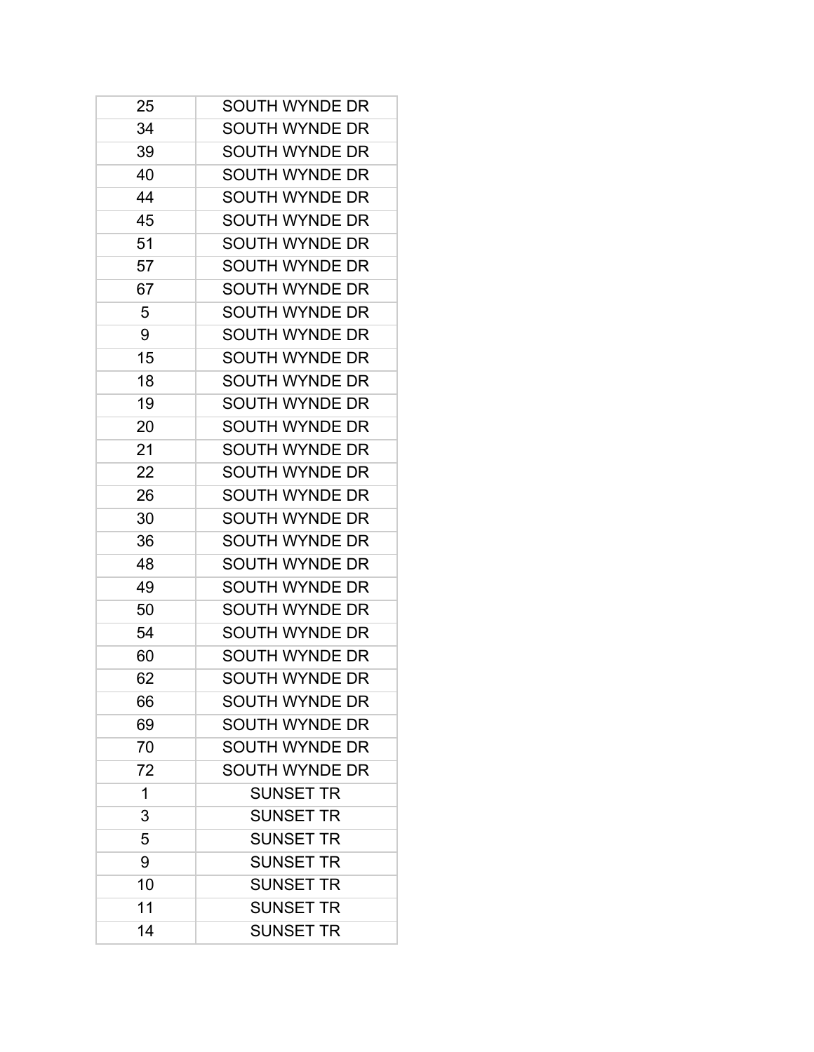| 25 | SOUTH WYNDE DR |
|---|---|
| 34 | SOUTH WYNDE DR |
| 39 | SOUTH WYNDE DR |
| 40 | SOUTH WYNDE DR |
| 44 | SOUTH WYNDE DR |
| 45 | SOUTH WYNDE DR |
| 51 | SOUTH WYNDE DR |
| 57 | SOUTH WYNDE DR |
| 67 | SOUTH WYNDE DR |
| 5 | SOUTH WYNDE DR |
| 9 | SOUTH WYNDE DR |
| 15 | SOUTH WYNDE DR |
| 18 | SOUTH WYNDE DR |
| 19 | SOUTH WYNDE DR |
| 20 | SOUTH WYNDE DR |
| 21 | SOUTH WYNDE DR |
| 22 | SOUTH WYNDE DR |
| 26 | SOUTH WYNDE DR |
| 30 | SOUTH WYNDE DR |
| 36 | SOUTH WYNDE DR |
| 48 | SOUTH WYNDE DR |
| 49 | SOUTH WYNDE DR |
| 50 | SOUTH WYNDE DR |
| 54 | SOUTH WYNDE DR |
| 60 | SOUTH WYNDE DR |
| 62 | SOUTH WYNDE DR |
| 66 | SOUTH WYNDE DR |
| 69 | SOUTH WYNDE DR |
| 70 | SOUTH WYNDE DR |
| 72 | SOUTH WYNDE DR |
| 1 | SUNSET TR |
| 3 | SUNSET TR |
| 5 | SUNSET TR |
| 9 | SUNSET TR |
| 10 | SUNSET TR |
| 11 | SUNSET TR |
| 14 | SUNSET TR |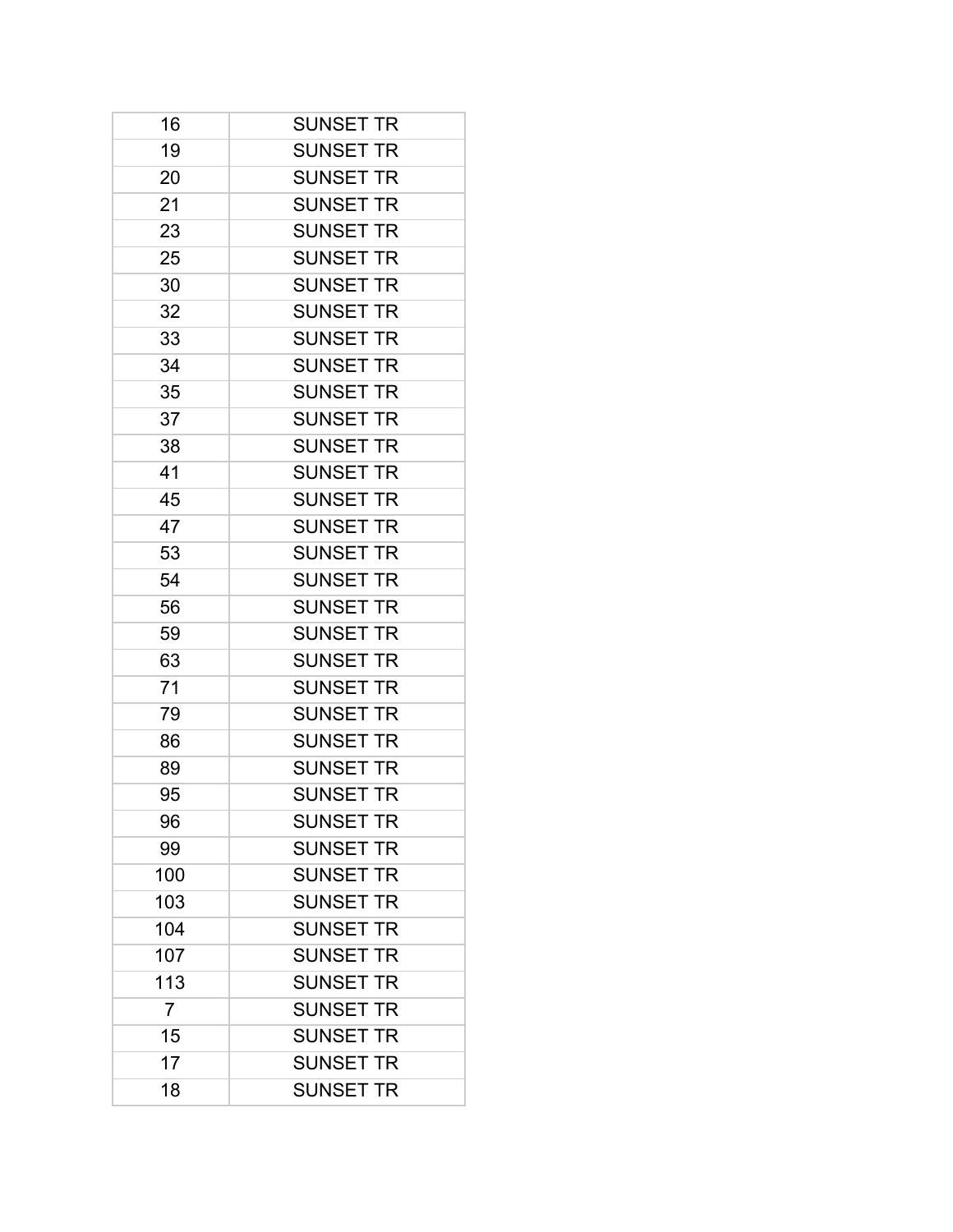| 16 | SUNSET TR |
|---|---|
| 19 | SUNSET TR |
| 20 | SUNSET TR |
| 21 | SUNSET TR |
| 23 | SUNSET TR |
| 25 | SUNSET TR |
| 30 | SUNSET TR |
| 32 | SUNSET TR |
| 33 | SUNSET TR |
| 34 | SUNSET TR |
| 35 | SUNSET TR |
| 37 | SUNSET TR |
| 38 | SUNSET TR |
| 41 | SUNSET TR |
| 45 | SUNSET TR |
| 47 | SUNSET TR |
| 53 | SUNSET TR |
| 54 | SUNSET TR |
| 56 | SUNSET TR |
| 59 | SUNSET TR |
| 63 | SUNSET TR |
| 71 | SUNSET TR |
| 79 | SUNSET TR |
| 86 | SUNSET TR |
| 89 | SUNSET TR |
| 95 | SUNSET TR |
| 96 | SUNSET TR |
| 99 | SUNSET TR |
| 100 | SUNSET TR |
| 103 | SUNSET TR |
| 104 | SUNSET TR |
| 107 | SUNSET TR |
| 113 | SUNSET TR |
| 7 | SUNSET TR |
| 15 | SUNSET TR |
| 17 | SUNSET TR |
| 18 | SUNSET TR |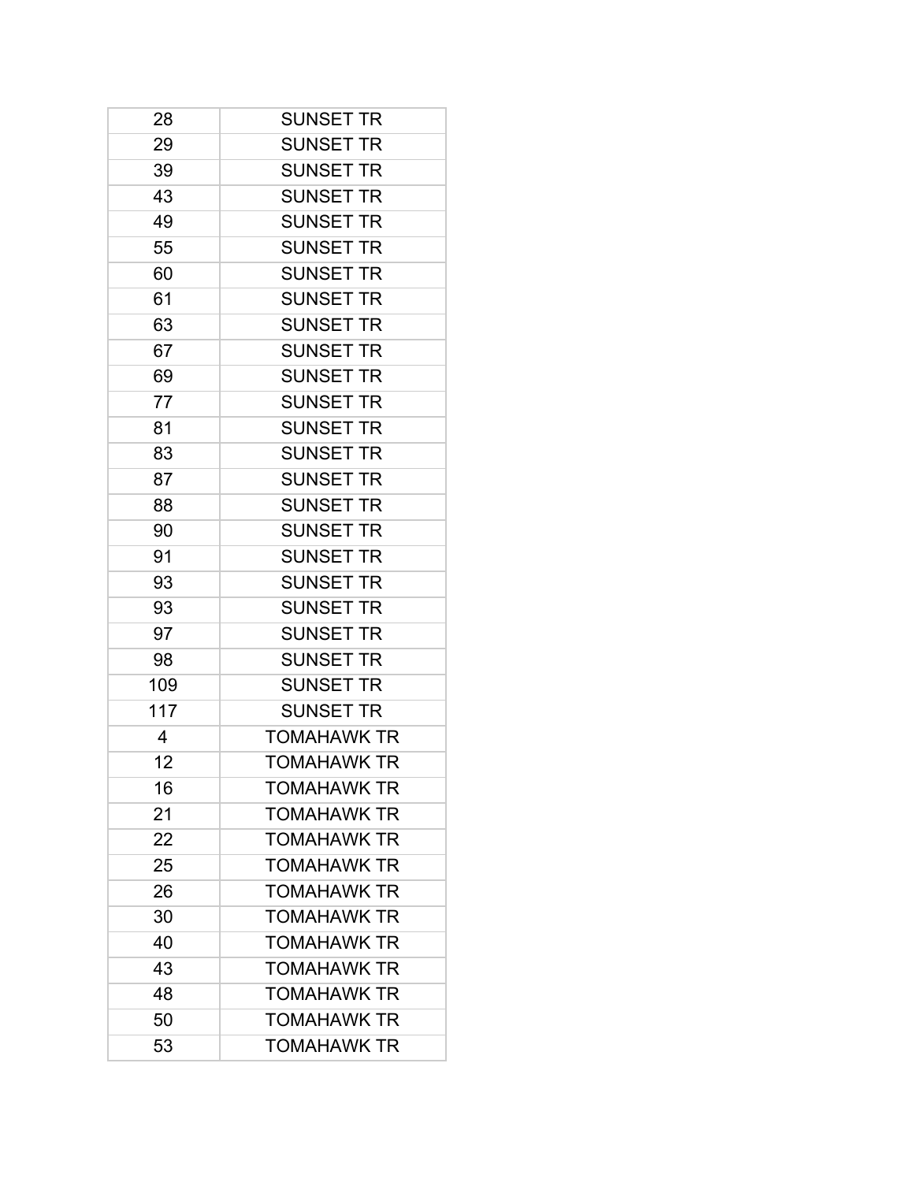| 28 | SUNSET TR |
|---|---|
| 29 | SUNSET TR |
| 39 | SUNSET TR |
| 43 | SUNSET TR |
| 49 | SUNSET TR |
| 55 | SUNSET TR |
| 60 | SUNSET TR |
| 61 | SUNSET TR |
| 63 | SUNSET TR |
| 67 | SUNSET TR |
| 69 | SUNSET TR |
| 77 | SUNSET TR |
| 81 | SUNSET TR |
| 83 | SUNSET TR |
| 87 | SUNSET TR |
| 88 | SUNSET TR |
| 90 | SUNSET TR |
| 91 | SUNSET TR |
| 93 | SUNSET TR |
| 93 | SUNSET TR |
| 97 | SUNSET TR |
| 98 | SUNSET TR |
| 109 | SUNSET TR |
| 117 | SUNSET TR |
| 4 | TOMAHAWK TR |
| 12 | TOMAHAWK TR |
| 16 | TOMAHAWK TR |
| 21 | TOMAHAWK TR |
| 22 | TOMAHAWK TR |
| 25 | TOMAHAWK TR |
| 26 | TOMAHAWK TR |
| 30 | TOMAHAWK TR |
| 40 | TOMAHAWK TR |
| 43 | TOMAHAWK TR |
| 48 | TOMAHAWK TR |
| 50 | TOMAHAWK TR |
| 53 | TOMAHAWK TR |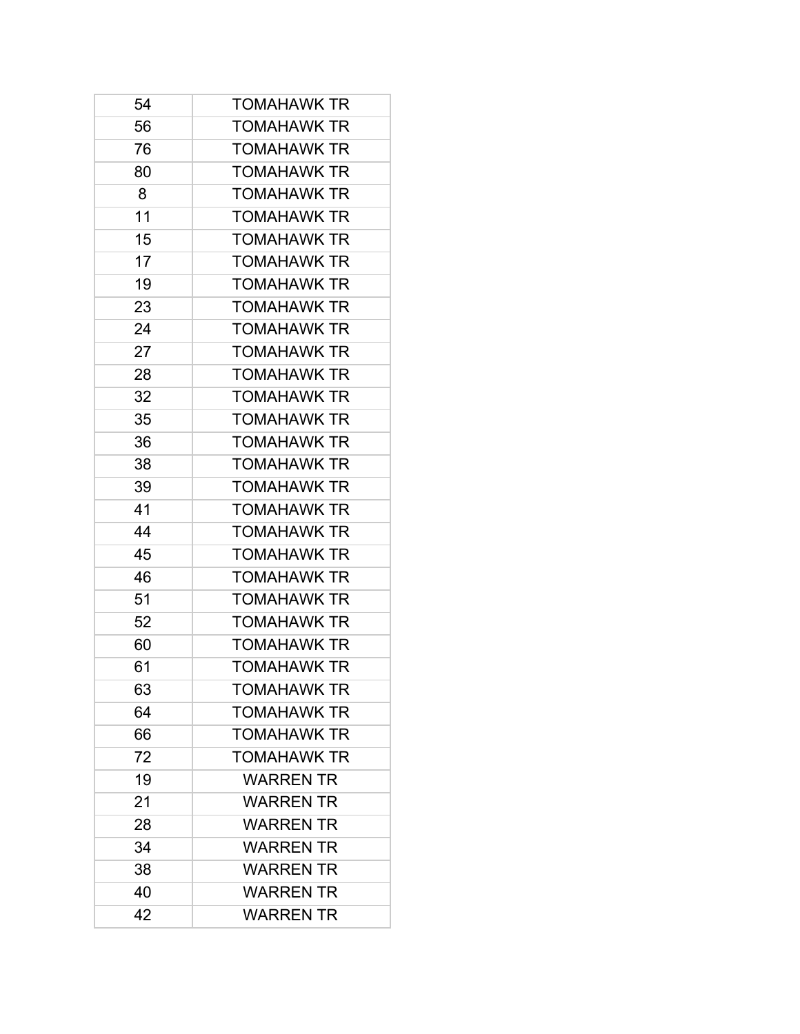| 54 | TOMAHAWK TR |
|---|---|
| 56 | TOMAHAWK TR |
| 76 | TOMAHAWK TR |
| 80 | TOMAHAWK TR |
| 8 | TOMAHAWK TR |
| 11 | TOMAHAWK TR |
| 15 | TOMAHAWK TR |
| 17 | TOMAHAWK TR |
| 19 | TOMAHAWK TR |
| 23 | TOMAHAWK TR |
| 24 | TOMAHAWK TR |
| 27 | TOMAHAWK TR |
| 28 | TOMAHAWK TR |
| 32 | TOMAHAWK TR |
| 35 | TOMAHAWK TR |
| 36 | TOMAHAWK TR |
| 38 | TOMAHAWK TR |
| 39 | TOMAHAWK TR |
| 41 | TOMAHAWK TR |
| 44 | TOMAHAWK TR |
| 45 | TOMAHAWK TR |
| 46 | TOMAHAWK TR |
| 51 | TOMAHAWK TR |
| 52 | TOMAHAWK TR |
| 60 | TOMAHAWK TR |
| 61 | TOMAHAWK TR |
| 63 | TOMAHAWK TR |
| 64 | TOMAHAWK TR |
| 66 | TOMAHAWK TR |
| 72 | TOMAHAWK TR |
| 19 | WARREN TR |
| 21 | WARREN TR |
| 28 | WARREN TR |
| 34 | WARREN TR |
| 38 | WARREN TR |
| 40 | WARREN TR |
| 42 | WARREN TR |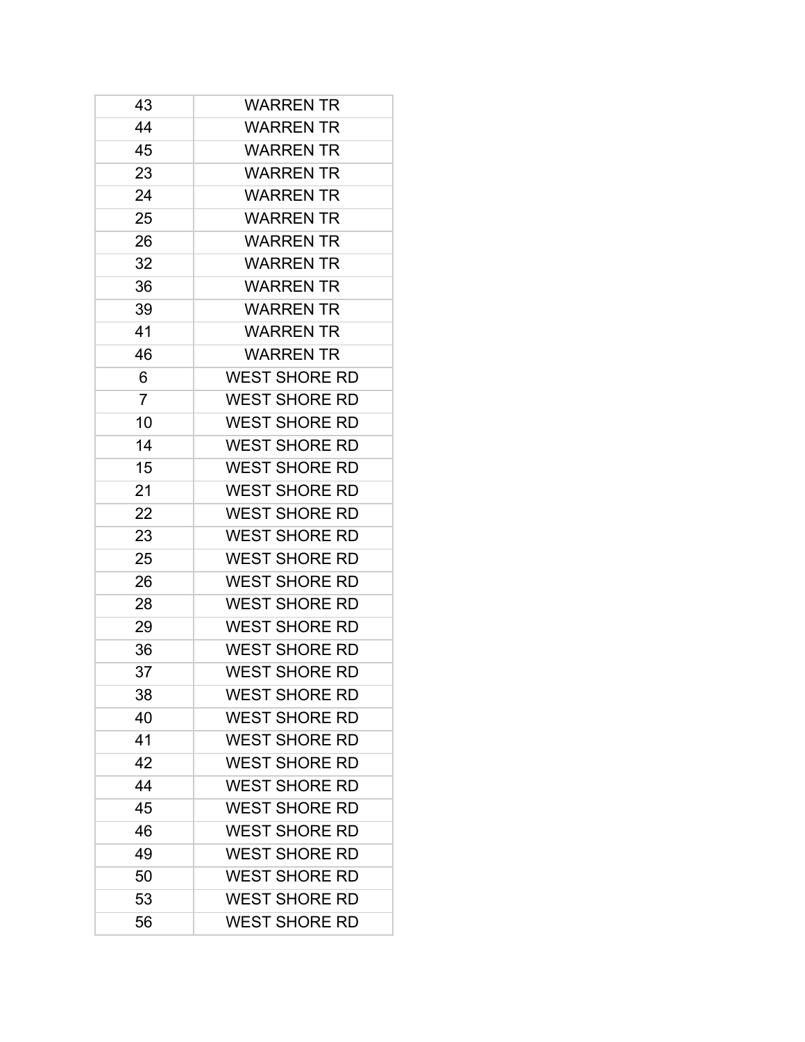| | |
|---|---|
| 43 | WARREN TR |
| 44 | WARREN TR |
| 45 | WARREN TR |
| 23 | WARREN TR |
| 24 | WARREN TR |
| 25 | WARREN TR |
| 26 | WARREN TR |
| 32 | WARREN TR |
| 36 | WARREN TR |
| 39 | WARREN TR |
| 41 | WARREN TR |
| 46 | WARREN TR |
| 6 | WEST SHORE RD |
| 7 | WEST SHORE RD |
| 10 | WEST SHORE RD |
| 14 | WEST SHORE RD |
| 15 | WEST SHORE RD |
| 21 | WEST SHORE RD |
| 22 | WEST SHORE RD |
| 23 | WEST SHORE RD |
| 25 | WEST SHORE RD |
| 26 | WEST SHORE RD |
| 28 | WEST SHORE RD |
| 29 | WEST SHORE RD |
| 36 | WEST SHORE RD |
| 37 | WEST SHORE RD |
| 38 | WEST SHORE RD |
| 40 | WEST SHORE RD |
| 41 | WEST SHORE RD |
| 42 | WEST SHORE RD |
| 44 | WEST SHORE RD |
| 45 | WEST SHORE RD |
| 46 | WEST SHORE RD |
| 49 | WEST SHORE RD |
| 50 | WEST SHORE RD |
| 53 | WEST SHORE RD |
| 56 | WEST SHORE RD |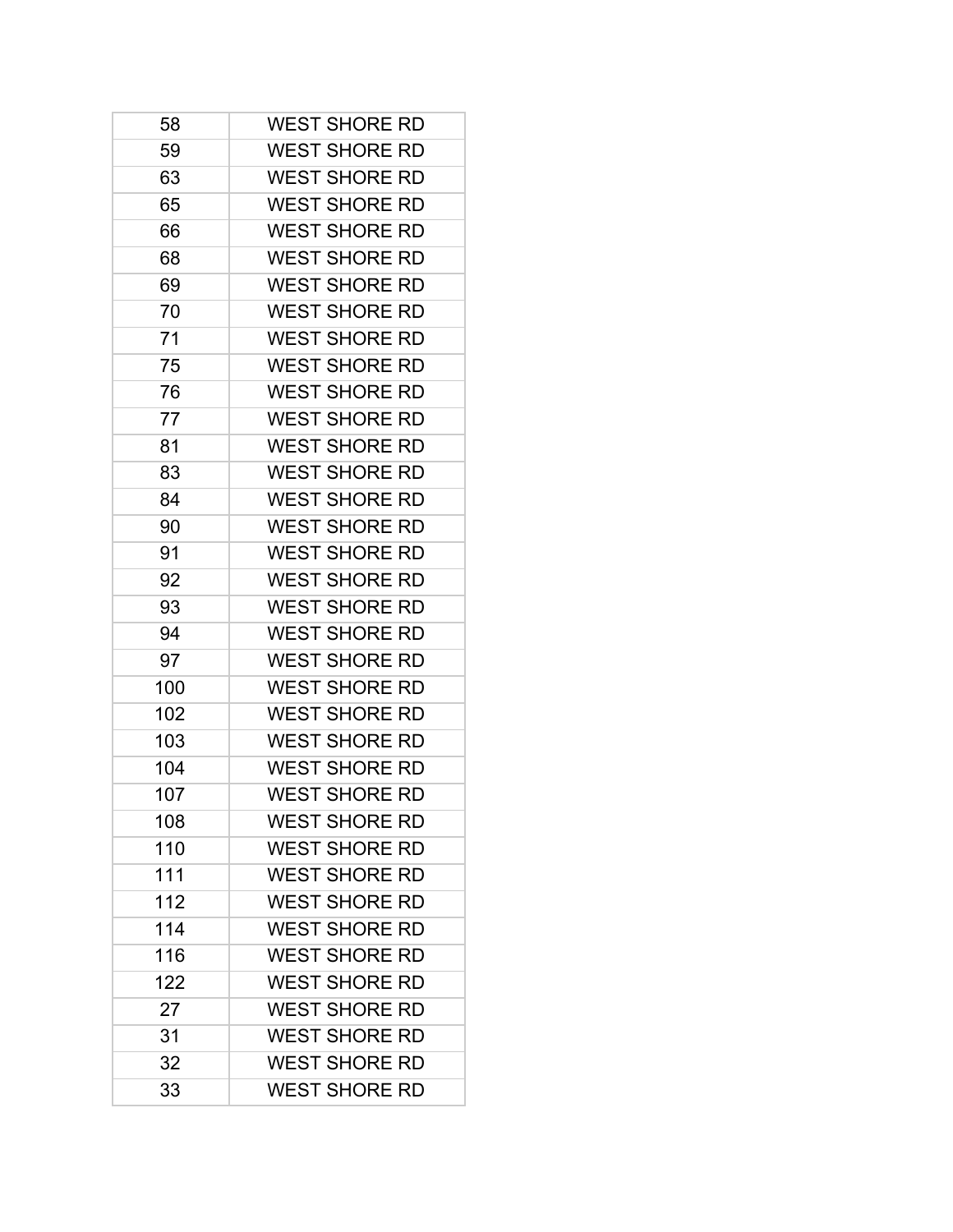| 58 | WEST SHORE RD |
|---|---|
| 59 | WEST SHORE RD |
| 63 | WEST SHORE RD |
| 65 | WEST SHORE RD |
| 66 | WEST SHORE RD |
| 68 | WEST SHORE RD |
| 69 | WEST SHORE RD |
| 70 | WEST SHORE RD |
| 71 | WEST SHORE RD |
| 75 | WEST SHORE RD |
| 76 | WEST SHORE RD |
| 77 | WEST SHORE RD |
| 81 | WEST SHORE RD |
| 83 | WEST SHORE RD |
| 84 | WEST SHORE RD |
| 90 | WEST SHORE RD |
| 91 | WEST SHORE RD |
| 92 | WEST SHORE RD |
| 93 | WEST SHORE RD |
| 94 | WEST SHORE RD |
| 97 | WEST SHORE RD |
| 100 | WEST SHORE RD |
| 102 | WEST SHORE RD |
| 103 | WEST SHORE RD |
| 104 | WEST SHORE RD |
| 107 | WEST SHORE RD |
| 108 | WEST SHORE RD |
| 110 | WEST SHORE RD |
| 111 | WEST SHORE RD |
| 112 | WEST SHORE RD |
| 114 | WEST SHORE RD |
| 116 | WEST SHORE RD |
| 122 | WEST SHORE RD |
| 27 | WEST SHORE RD |
| 31 | WEST SHORE RD |
| 32 | WEST SHORE RD |
| 33 | WEST SHORE RD |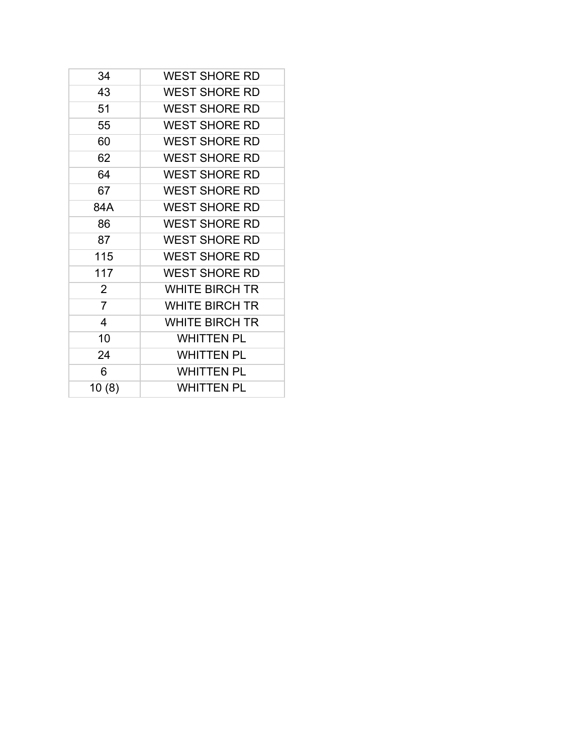| | |
|---|---|
| 34 | WEST SHORE RD |
| 43 | WEST SHORE RD |
| 51 | WEST SHORE RD |
| 55 | WEST SHORE RD |
| 60 | WEST SHORE RD |
| 62 | WEST SHORE RD |
| 64 | WEST SHORE RD |
| 67 | WEST SHORE RD |
| 84A | WEST SHORE RD |
| 86 | WEST SHORE RD |
| 87 | WEST SHORE RD |
| 115 | WEST SHORE RD |
| 117 | WEST SHORE RD |
| 2 | WHITE BIRCH TR |
| 7 | WHITE BIRCH TR |
| 4 | WHITE BIRCH TR |
| 10 | WHITTEN PL |
| 24 | WHITTEN PL |
| 6 | WHITTEN PL |
| 10 (8) | WHITTEN PL |